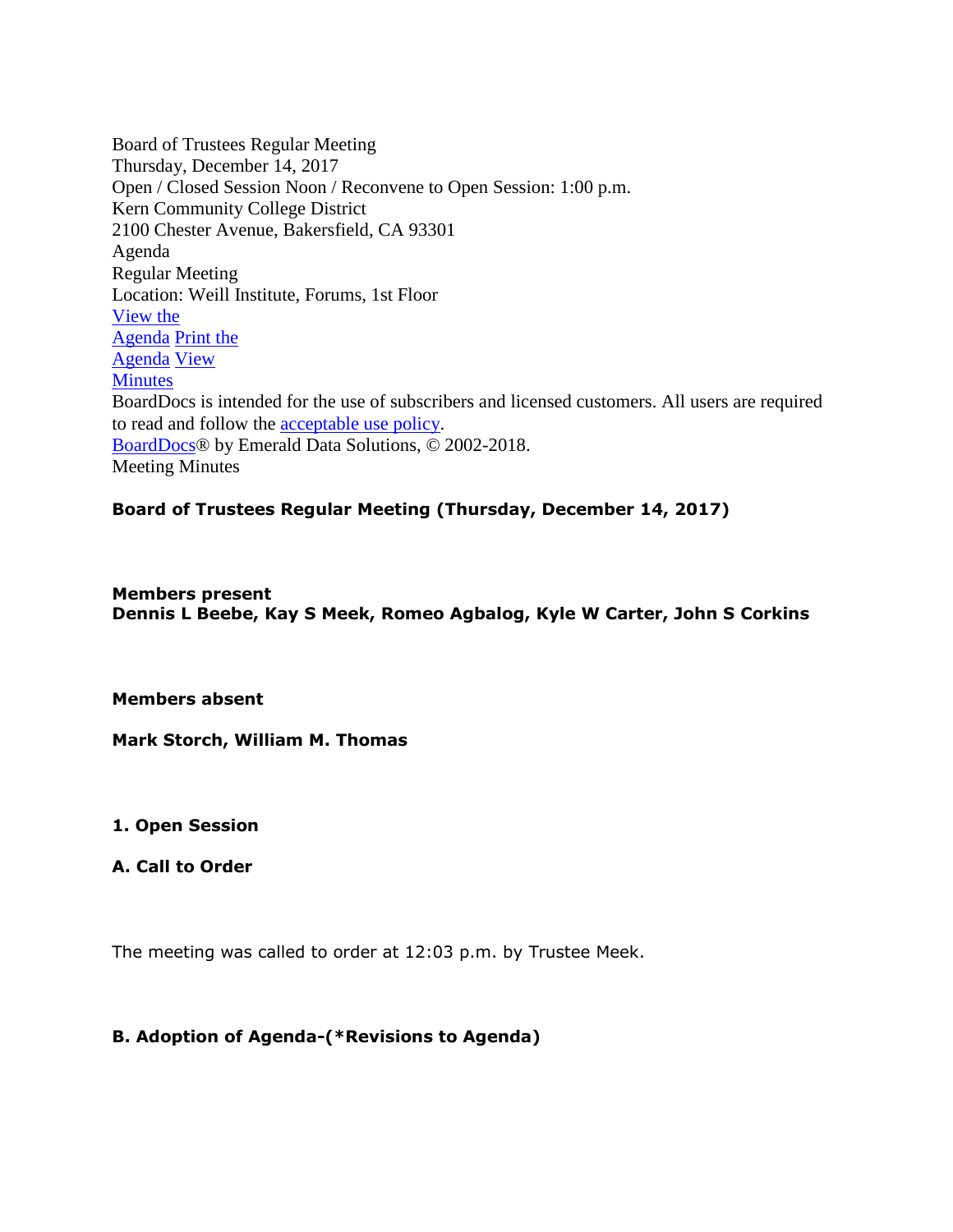Board of Trustees Regular Meeting
Thursday, December 14, 2017
Open / Closed Session Noon / Reconvene to Open Session: 1:00 p.m.
Kern Community College District
2100 Chester Avenue, Bakersfield, CA 93301
Agenda
Regular Meeting
Location: Weill Institute, Forums, 1st Floor
View the Agenda Print the Agenda View Minutes
BoardDocs is intended for the use of subscribers and licensed customers. All users are required to read and follow the acceptable use policy.
BoardDocs® by Emerald Data Solutions, © 2002-2018.
Meeting Minutes

**Board of Trustees Regular Meeting (Thursday, December 14, 2017)**

**Members present**
**Dennis L Beebe, Kay S Meek, Romeo Agbalog, Kyle W Carter, John S Corkins**

**Members absent**

**Mark Storch, William M. Thomas**

## 1. Open Session

### A. Call to Order

The meeting was called to order at 12:03 p.m. by Trustee Meek.

### B. Adoption of Agenda-(*Revisions to Agenda)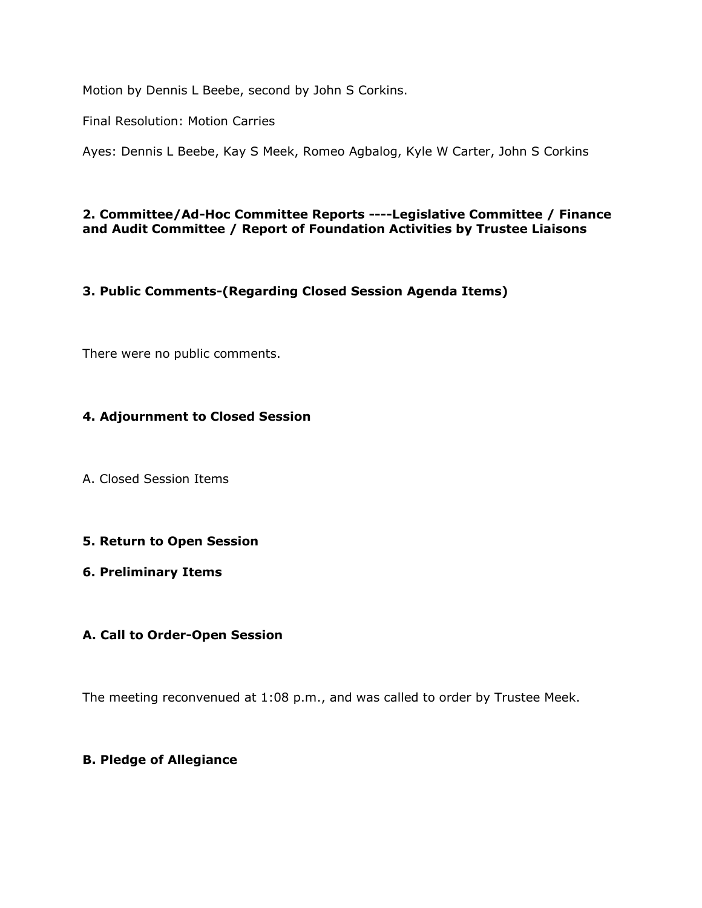Motion by Dennis L Beebe, second by John S Corkins.

Final Resolution: Motion Carries

Ayes: Dennis L Beebe, Kay S Meek, Romeo Agbalog, Kyle W Carter, John S Corkins

**2. Committee/Ad-Hoc Committee Reports ----Legislative Committee / Finance and Audit Committee / Report of Foundation Activities by Trustee Liaisons**

**3. Public Comments-(Regarding Closed Session Agenda Items)**

There were no public comments.

**4. Adjournment to Closed Session**

A. Closed Session Items

**5. Return to Open Session**

**6. Preliminary Items**

**A. Call to Order-Open Session**

The meeting reconvenued at 1:08 p.m., and was called to order by Trustee Meek.

**B. Pledge of Allegiance**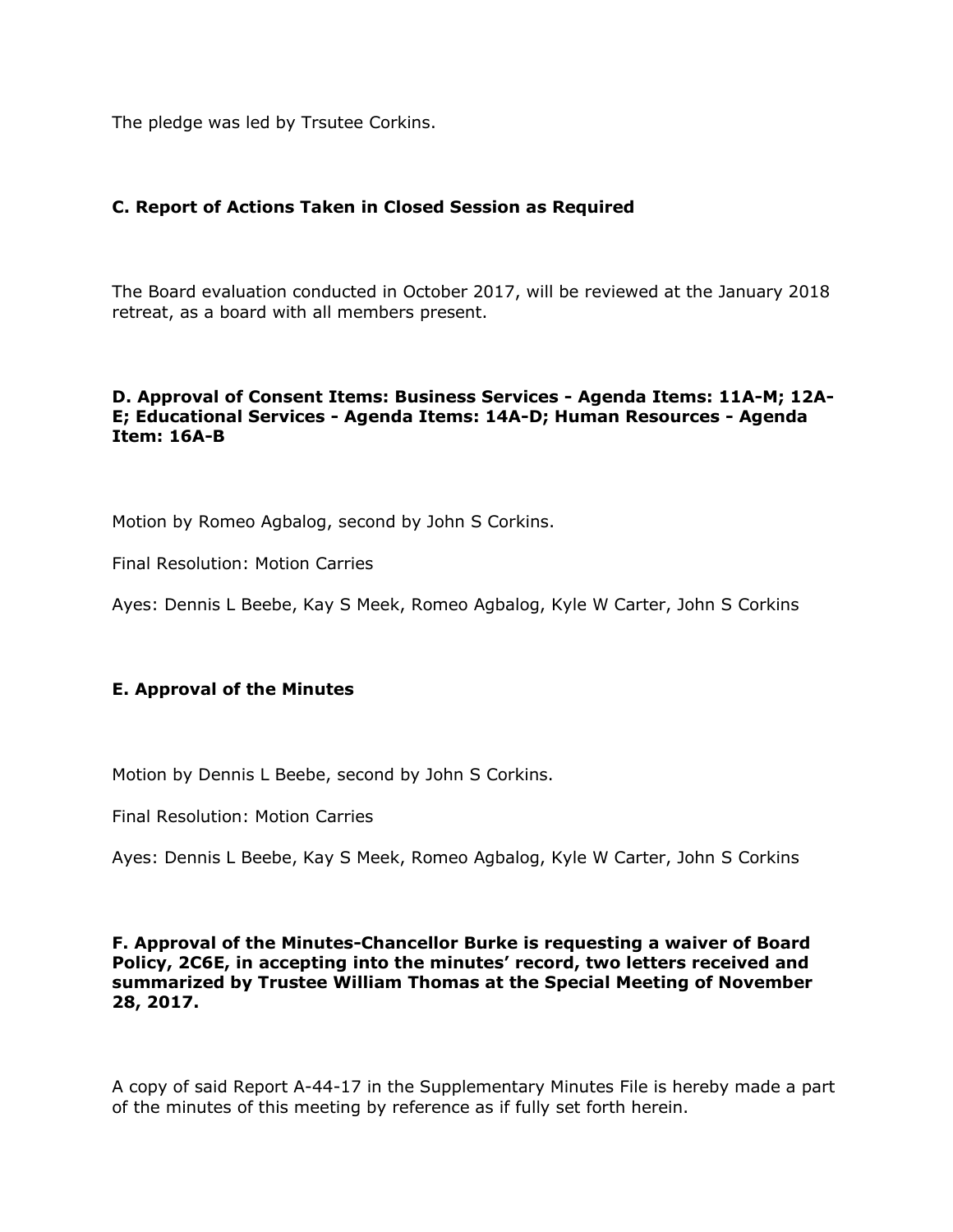The pledge was led by Trsutee Corkins.

### C. Report of Actions Taken in Closed Session as Required

The Board evaluation conducted in October 2017, will be reviewed at the January 2018 retreat, as a board with all members present.

### D. Approval of Consent Items: Business Services - Agenda Items: 11A-M; 12A-E; Educational Services - Agenda Items: 14A-D; Human Resources - Agenda Item: 16A-B

Motion by Romeo Agbalog, second by John S Corkins.

Final Resolution: Motion Carries

Ayes: Dennis L Beebe, Kay S Meek, Romeo Agbalog, Kyle W Carter, John S Corkins

### E. Approval of the Minutes

Motion by Dennis L Beebe, second by John S Corkins.

Final Resolution: Motion Carries

Ayes: Dennis L Beebe, Kay S Meek, Romeo Agbalog, Kyle W Carter, John S Corkins

### F. Approval of the Minutes-Chancellor Burke is requesting a waiver of Board Policy, 2C6E, in accepting into the minutes' record, two letters received and summarized by Trustee William Thomas at the Special Meeting of November 28, 2017.

A copy of said Report A-44-17 in the Supplementary Minutes File is hereby made a part of the minutes of this meeting by reference as if fully set forth herein.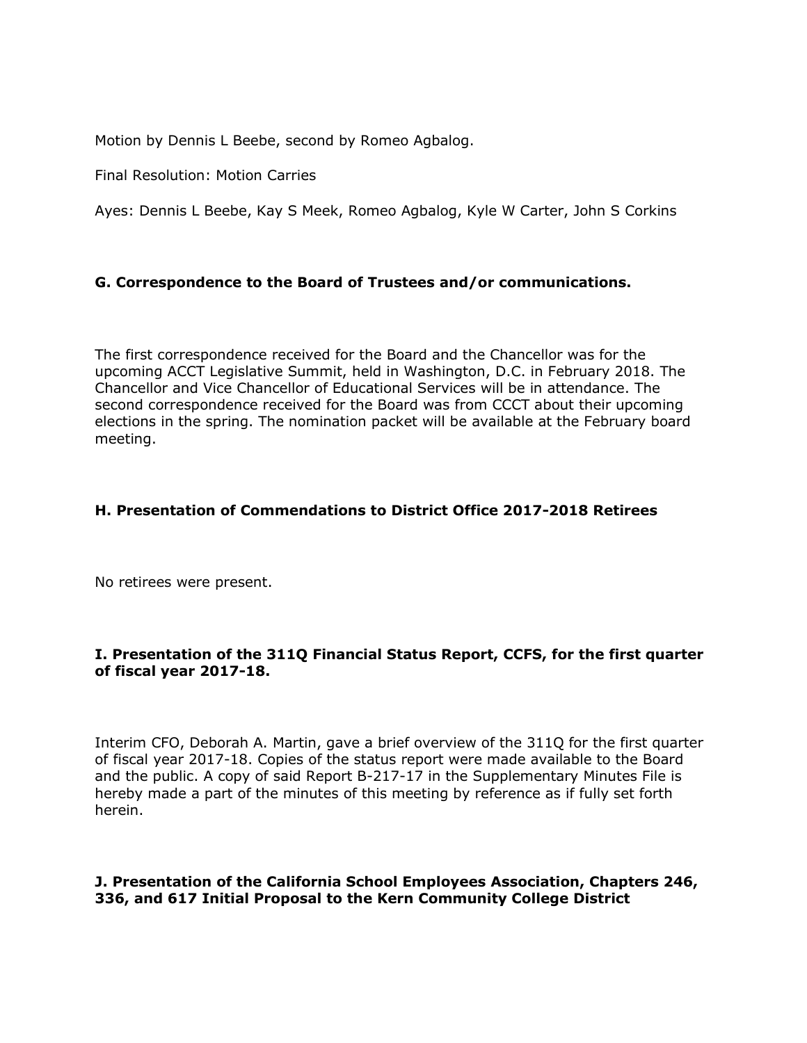Motion by Dennis L Beebe, second by Romeo Agbalog.

Final Resolution: Motion Carries

Ayes: Dennis L Beebe, Kay S Meek, Romeo Agbalog, Kyle W Carter, John S Corkins

**G. Correspondence to the Board of Trustees and/or communications.**

The first correspondence received for the Board and the Chancellor was for the upcoming ACCT Legislative Summit, held in Washington, D.C. in February 2018. The Chancellor and Vice Chancellor of Educational Services will be in attendance. The second correspondence received for the Board was from CCCT about their upcoming elections in the spring. The nomination packet will be available at the February board meeting.

**H. Presentation of Commendations to District Office 2017-2018 Retirees**

No retirees were present.

**I. Presentation of the 311Q Financial Status Report, CCFS, for the first quarter of fiscal year 2017-18.**

Interim CFO, Deborah A. Martin, gave a brief overview of the 311Q for the first quarter of fiscal year 2017-18. Copies of the status report were made available to the Board and the public. A copy of said Report B-217-17 in the Supplementary Minutes File is hereby made a part of the minutes of this meeting by reference as if fully set forth herein.

**J. Presentation of the California School Employees Association, Chapters 246, 336, and 617 Initial Proposal to the Kern Community College District**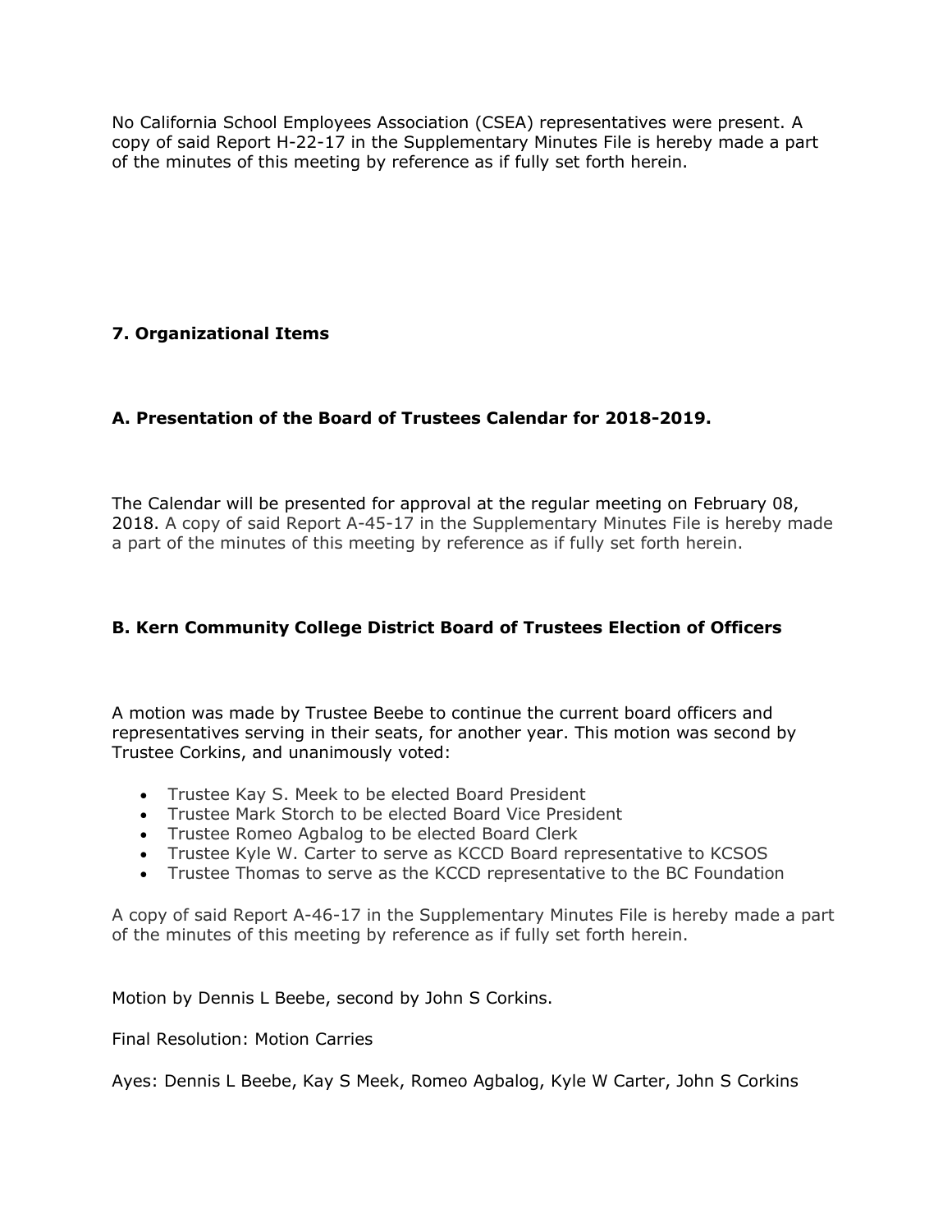No California School Employees Association (CSEA) representatives were present. A copy of said Report H-22-17 in the Supplementary Minutes File is hereby made a part of the minutes of this meeting by reference as if fully set forth herein.

## 7. Organizational Items

### A. Presentation of the Board of Trustees Calendar for 2018-2019.

The Calendar will be presented for approval at the regular meeting on February 08, 2018. A copy of said Report A-45-17 in the Supplementary Minutes File is hereby made a part of the minutes of this meeting by reference as if fully set forth herein.

### B. Kern Community College District Board of Trustees Election of Officers

A motion was made by Trustee Beebe to continue the current board officers and representatives serving in their seats, for another year. This motion was second by Trustee Corkins, and unanimously voted:

- Trustee Kay S. Meek to be elected Board President
- Trustee Mark Storch to be elected Board Vice President
- Trustee Romeo Agbalog to be elected Board Clerk
- Trustee Kyle W. Carter to serve as KCCD Board representative to KCSOS
- Trustee Thomas to serve as the KCCD representative to the BC Foundation

A copy of said Report A-46-17 in the Supplementary Minutes File is hereby made a part of the minutes of this meeting by reference as if fully set forth herein.

Motion by Dennis L Beebe, second by John S Corkins.

Final Resolution: Motion Carries

Ayes: Dennis L Beebe, Kay S Meek, Romeo Agbalog, Kyle W Carter, John S Corkins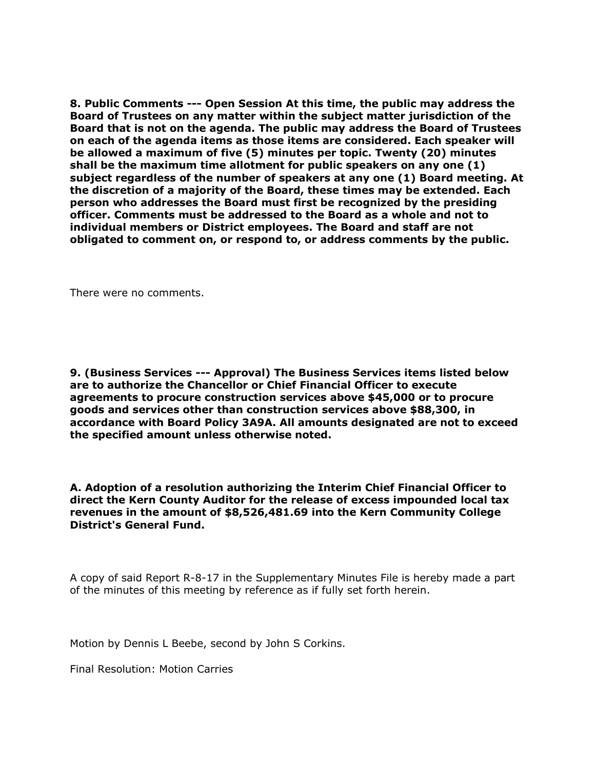**8. Public Comments --- Open Session At this time, the public may address the Board of Trustees on any matter within the subject matter jurisdiction of the Board that is not on the agenda. The public may address the Board of Trustees on each of the agenda items as those items are considered. Each speaker will be allowed a maximum of five (5) minutes per topic. Twenty (20) minutes shall be the maximum time allotment for public speakers on any one (1) subject regardless of the number of speakers at any one (1) Board meeting. At the discretion of a majority of the Board, these times may be extended. Each person who addresses the Board must first be recognized by the presiding officer. Comments must be addressed to the Board as a whole and not to individual members or District employees. The Board and staff are not obligated to comment on, or respond to, or address comments by the public.**

There were no comments.

**9. (Business Services --- Approval) The Business Services items listed below are to authorize the Chancellor or Chief Financial Officer to execute agreements to procure construction services above $45,000 or to procure goods and services other than construction services above $88,300, in accordance with Board Policy 3A9A. All amounts designated are not to exceed the specified amount unless otherwise noted.**

**A. Adoption of a resolution authorizing the Interim Chief Financial Officer to direct the Kern County Auditor for the release of excess impounded local tax revenues in the amount of $8,526,481.69 into the Kern Community College District's General Fund.**

A copy of said Report R-8-17 in the Supplementary Minutes File is hereby made a part of the minutes of this meeting by reference as if fully set forth herein.

Motion by Dennis L Beebe, second by John S Corkins.

Final Resolution: Motion Carries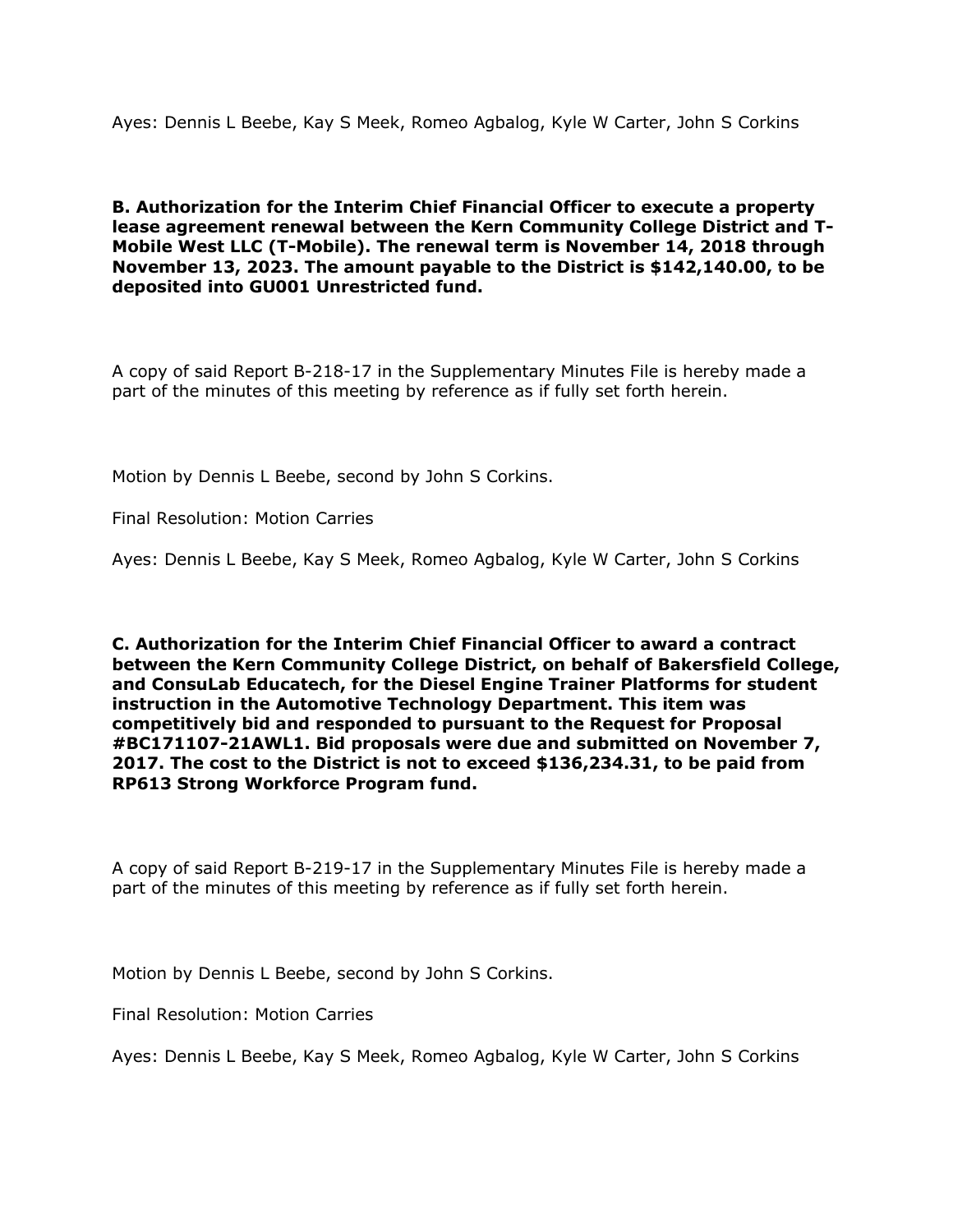Ayes: Dennis L Beebe, Kay S Meek, Romeo Agbalog, Kyle W Carter, John S Corkins

**B. Authorization for the Interim Chief Financial Officer to execute a property lease agreement renewal between the Kern Community College District and T-Mobile West LLC (T-Mobile). The renewal term is November 14, 2018 through November 13, 2023. The amount payable to the District is $142,140.00, to be deposited into GU001 Unrestricted fund.**

A copy of said Report B-218-17 in the Supplementary Minutes File is hereby made a part of the minutes of this meeting by reference as if fully set forth herein.

Motion by Dennis L Beebe, second by John S Corkins.

Final Resolution: Motion Carries

Ayes: Dennis L Beebe, Kay S Meek, Romeo Agbalog, Kyle W Carter, John S Corkins

**C. Authorization for the Interim Chief Financial Officer to award a contract between the Kern Community College District, on behalf of Bakersfield College, and ConsuLab Educatech, for the Diesel Engine Trainer Platforms for student instruction in the Automotive Technology Department. This item was competitively bid and responded to pursuant to the Request for Proposal #BC171107-21AWL1. Bid proposals were due and submitted on November 7, 2017. The cost to the District is not to exceed $136,234.31, to be paid from RP613 Strong Workforce Program fund.**

A copy of said Report B-219-17 in the Supplementary Minutes File is hereby made a part of the minutes of this meeting by reference as if fully set forth herein.

Motion by Dennis L Beebe, second by John S Corkins.

Final Resolution: Motion Carries

Ayes: Dennis L Beebe, Kay S Meek, Romeo Agbalog, Kyle W Carter, John S Corkins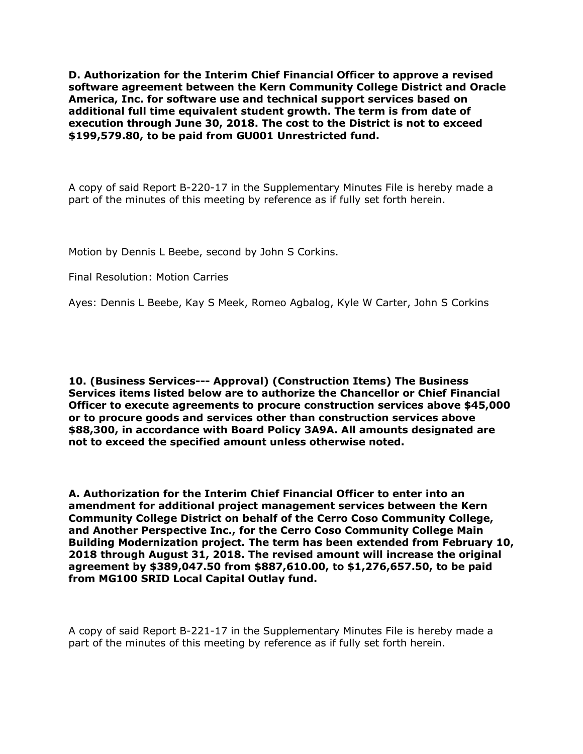**D. Authorization for the Interim Chief Financial Officer to approve a revised software agreement between the Kern Community College District and Oracle America, Inc. for software use and technical support services based on additional full time equivalent student growth. The term is from date of execution through June 30, 2018. The cost to the District is not to exceed $199,579.80, to be paid from GU001 Unrestricted fund.**

A copy of said Report B-220-17 in the Supplementary Minutes File is hereby made a part of the minutes of this meeting by reference as if fully set forth herein.

Motion by Dennis L Beebe, second by John S Corkins.

Final Resolution: Motion Carries

Ayes: Dennis L Beebe, Kay S Meek, Romeo Agbalog, Kyle W Carter, John S Corkins

**10. (Business Services--- Approval) (Construction Items) The Business Services items listed below are to authorize the Chancellor or Chief Financial Officer to execute agreements to procure construction services above $45,000 or to procure goods and services other than construction services above $88,300, in accordance with Board Policy 3A9A. All amounts designated are not to exceed the specified amount unless otherwise noted.**

**A. Authorization for the Interim Chief Financial Officer to enter into an amendment for additional project management services between the Kern Community College District on behalf of the Cerro Coso Community College, and Another Perspective Inc., for the Cerro Coso Community College Main Building Modernization project. The term has been extended from February 10, 2018 through August 31, 2018. The revised amount will increase the original agreement by $389,047.50 from $887,610.00, to $1,276,657.50, to be paid from MG100 SRID Local Capital Outlay fund.**

A copy of said Report B-221-17 in the Supplementary Minutes File is hereby made a part of the minutes of this meeting by reference as if fully set forth herein.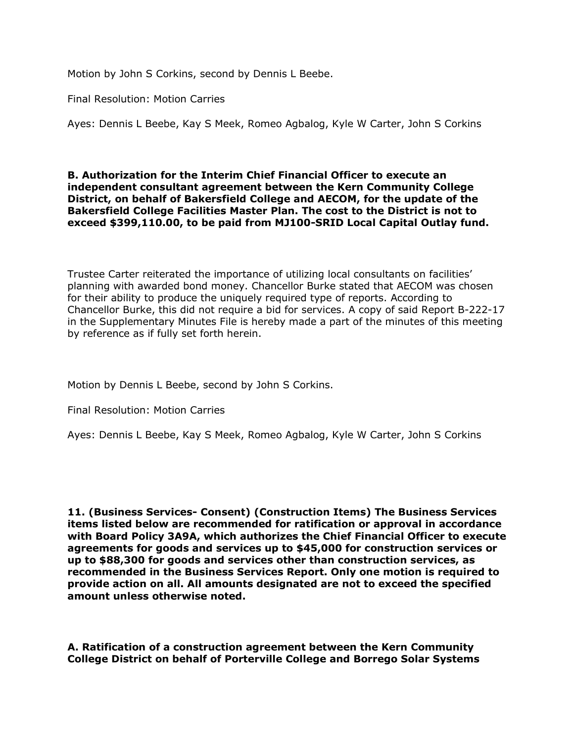Motion by John S Corkins, second by Dennis L Beebe.

Final Resolution: Motion Carries

Ayes: Dennis L Beebe, Kay S Meek, Romeo Agbalog, Kyle W Carter, John S Corkins

**B. Authorization for the Interim Chief Financial Officer to execute an independent consultant agreement between the Kern Community College District, on behalf of Bakersfield College and AECOM, for the update of the Bakersfield College Facilities Master Plan. The cost to the District is not to exceed $399,110.00, to be paid from MJ100-SRID Local Capital Outlay fund.**

Trustee Carter reiterated the importance of utilizing local consultants on facilities' planning with awarded bond money. Chancellor Burke stated that AECOM was chosen for their ability to produce the uniquely required type of reports. According to Chancellor Burke, this did not require a bid for services. A copy of said Report B-222-17 in the Supplementary Minutes File is hereby made a part of the minutes of this meeting by reference as if fully set forth herein.

Motion by Dennis L Beebe, second by John S Corkins.

Final Resolution: Motion Carries

Ayes: Dennis L Beebe, Kay S Meek, Romeo Agbalog, Kyle W Carter, John S Corkins

**11. (Business Services- Consent) (Construction Items) The Business Services items listed below are recommended for ratification or approval in accordance with Board Policy 3A9A, which authorizes the Chief Financial Officer to execute agreements for goods and services up to $45,000 for construction services or up to $88,300 for goods and services other than construction services, as recommended in the Business Services Report. Only one motion is required to provide action on all. All amounts designated are not to exceed the specified amount unless otherwise noted.**

**A. Ratification of a construction agreement between the Kern Community College District on behalf of Porterville College and Borrego Solar Systems**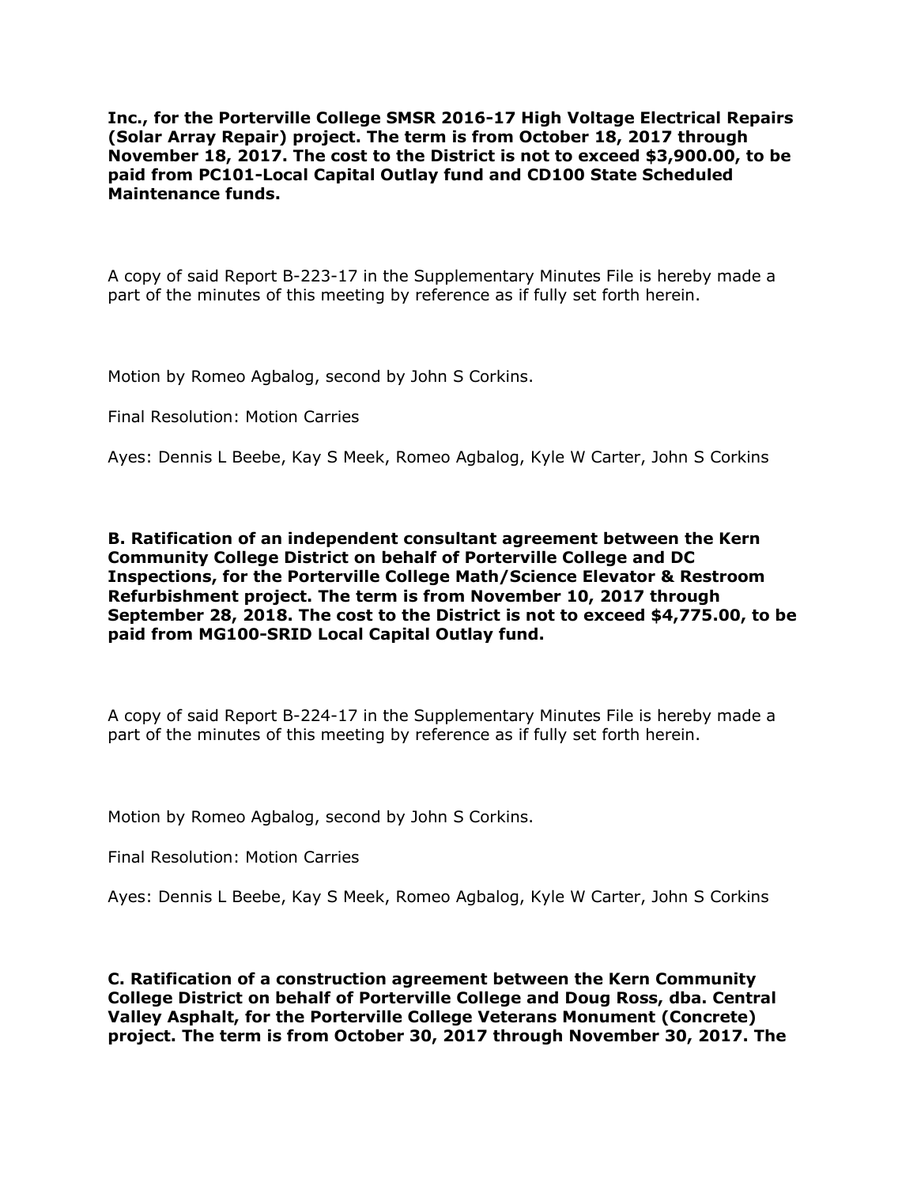**Inc., for the Porterville College SMSR 2016-17 High Voltage Electrical Repairs (Solar Array Repair) project. The term is from October 18, 2017 through November 18, 2017. The cost to the District is not to exceed $3,900.00, to be paid from PC101-Local Capital Outlay fund and CD100 State Scheduled Maintenance funds.**

A copy of said Report B-223-17 in the Supplementary Minutes File is hereby made a part of the minutes of this meeting by reference as if fully set forth herein.

Motion by Romeo Agbalog, second by John S Corkins.

Final Resolution: Motion Carries

Ayes: Dennis L Beebe, Kay S Meek, Romeo Agbalog, Kyle W Carter, John S Corkins

**B. Ratification of an independent consultant agreement between the Kern Community College District on behalf of Porterville College and DC Inspections, for the Porterville College Math/Science Elevator & Restroom Refurbishment project. The term is from November 10, 2017 through September 28, 2018. The cost to the District is not to exceed $4,775.00, to be paid from MG100-SRID Local Capital Outlay fund.**

A copy of said Report B-224-17 in the Supplementary Minutes File is hereby made a part of the minutes of this meeting by reference as if fully set forth herein.

Motion by Romeo Agbalog, second by John S Corkins.

Final Resolution: Motion Carries

Ayes: Dennis L Beebe, Kay S Meek, Romeo Agbalog, Kyle W Carter, John S Corkins

**C. Ratification of a construction agreement between the Kern Community College District on behalf of Porterville College and Doug Ross, dba. Central Valley Asphalt, for the Porterville College Veterans Monument (Concrete) project. The term is from October 30, 2017 through November 30, 2017. The**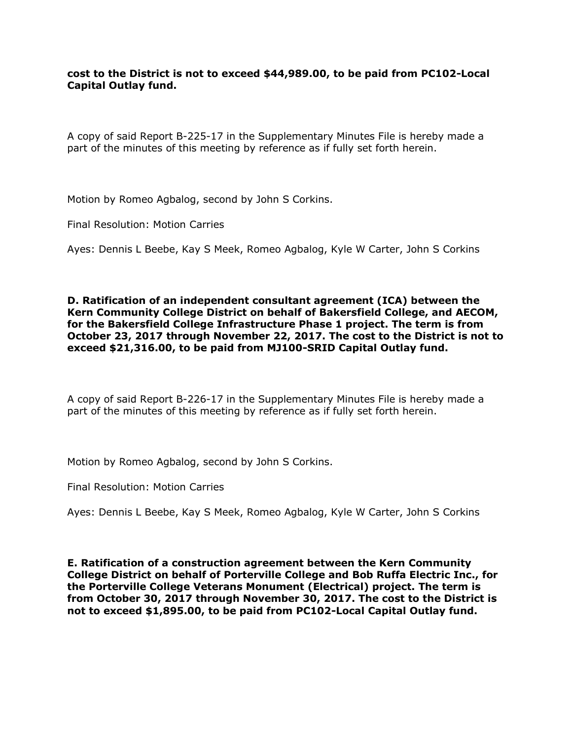**cost to the District is not to exceed $44,989.00, to be paid from PC102-Local Capital Outlay fund.**

A copy of said Report B-225-17 in the Supplementary Minutes File is hereby made a part of the minutes of this meeting by reference as if fully set forth herein.

Motion by Romeo Agbalog, second by John S Corkins.

Final Resolution: Motion Carries

Ayes: Dennis L Beebe, Kay S Meek, Romeo Agbalog, Kyle W Carter, John S Corkins

**D. Ratification of an independent consultant agreement (ICA) between the Kern Community College District on behalf of Bakersfield College, and AECOM, for the Bakersfield College Infrastructure Phase 1 project. The term is from October 23, 2017 through November 22, 2017. The cost to the District is not to exceed $21,316.00, to be paid from MJ100-SRID Capital Outlay fund.**

A copy of said Report B-226-17 in the Supplementary Minutes File is hereby made a part of the minutes of this meeting by reference as if fully set forth herein.

Motion by Romeo Agbalog, second by John S Corkins.

Final Resolution: Motion Carries

Ayes: Dennis L Beebe, Kay S Meek, Romeo Agbalog, Kyle W Carter, John S Corkins

**E. Ratification of a construction agreement between the Kern Community College District on behalf of Porterville College and Bob Ruffa Electric Inc., for the Porterville College Veterans Monument (Electrical) project. The term is from October 30, 2017 through November 30, 2017. The cost to the District is not to exceed $1,895.00, to be paid from PC102-Local Capital Outlay fund.**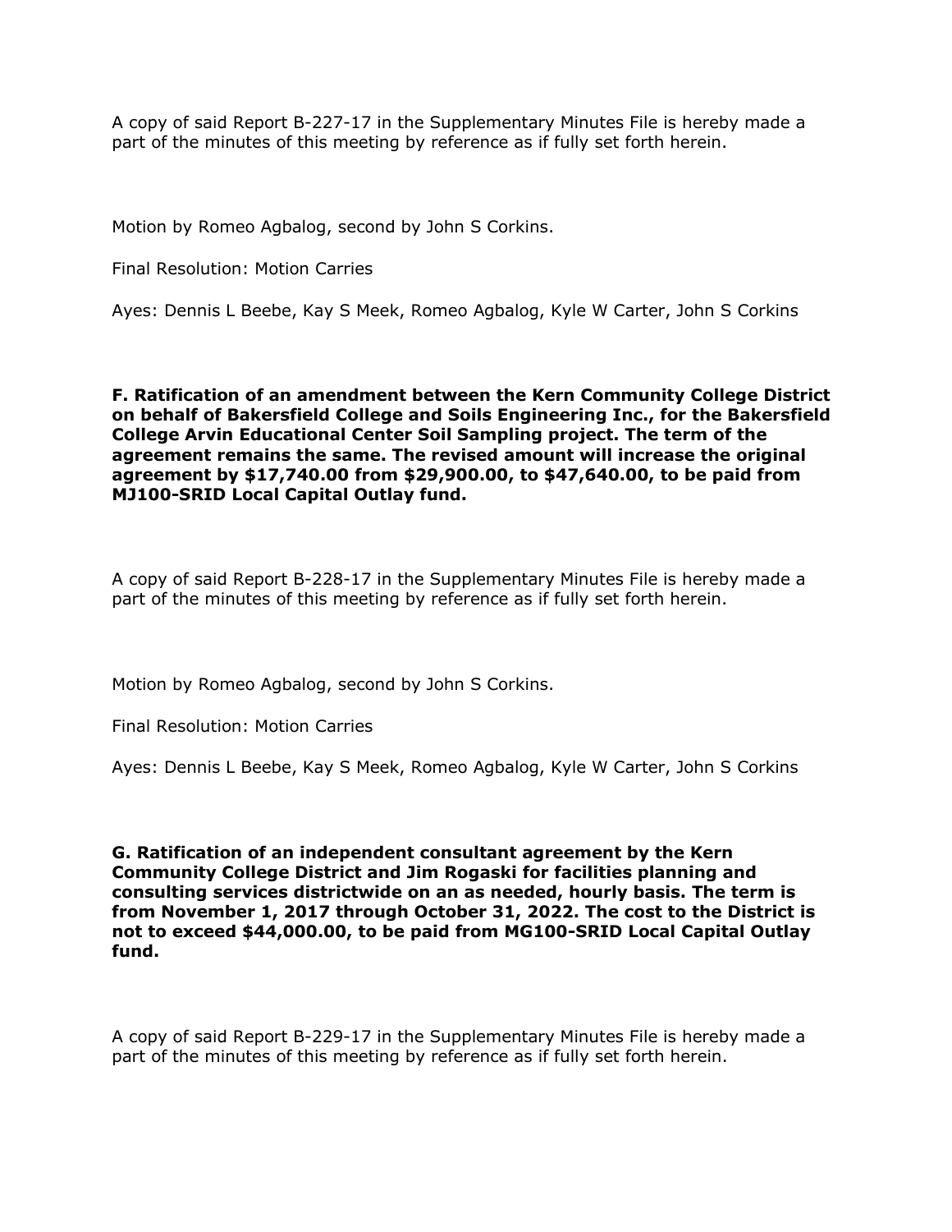A copy of said Report B-227-17 in the Supplementary Minutes File is hereby made a part of the minutes of this meeting by reference as if fully set forth herein.

Motion by Romeo Agbalog, second by John S Corkins.

Final Resolution: Motion Carries

Ayes: Dennis L Beebe, Kay S Meek, Romeo Agbalog, Kyle W Carter, John S Corkins

**F. Ratification of an amendment between the Kern Community College District on behalf of Bakersfield College and Soils Engineering Inc., for the Bakersfield College Arvin Educational Center Soil Sampling project. The term of the agreement remains the same. The revised amount will increase the original agreement by $17,740.00 from $29,900.00, to $47,640.00, to be paid from MJ100-SRID Local Capital Outlay fund.**

A copy of said Report B-228-17 in the Supplementary Minutes File is hereby made a part of the minutes of this meeting by reference as if fully set forth herein.

Motion by Romeo Agbalog, second by John S Corkins.

Final Resolution: Motion Carries

Ayes: Dennis L Beebe, Kay S Meek, Romeo Agbalog, Kyle W Carter, John S Corkins

**G. Ratification of an independent consultant agreement by the Kern Community College District and Jim Rogaski for facilities planning and consulting services districtwide on an as needed, hourly basis. The term is from November 1, 2017 through October 31, 2022. The cost to the District is not to exceed $44,000.00, to be paid from MG100-SRID Local Capital Outlay fund.**

A copy of said Report B-229-17 in the Supplementary Minutes File is hereby made a part of the minutes of this meeting by reference as if fully set forth herein.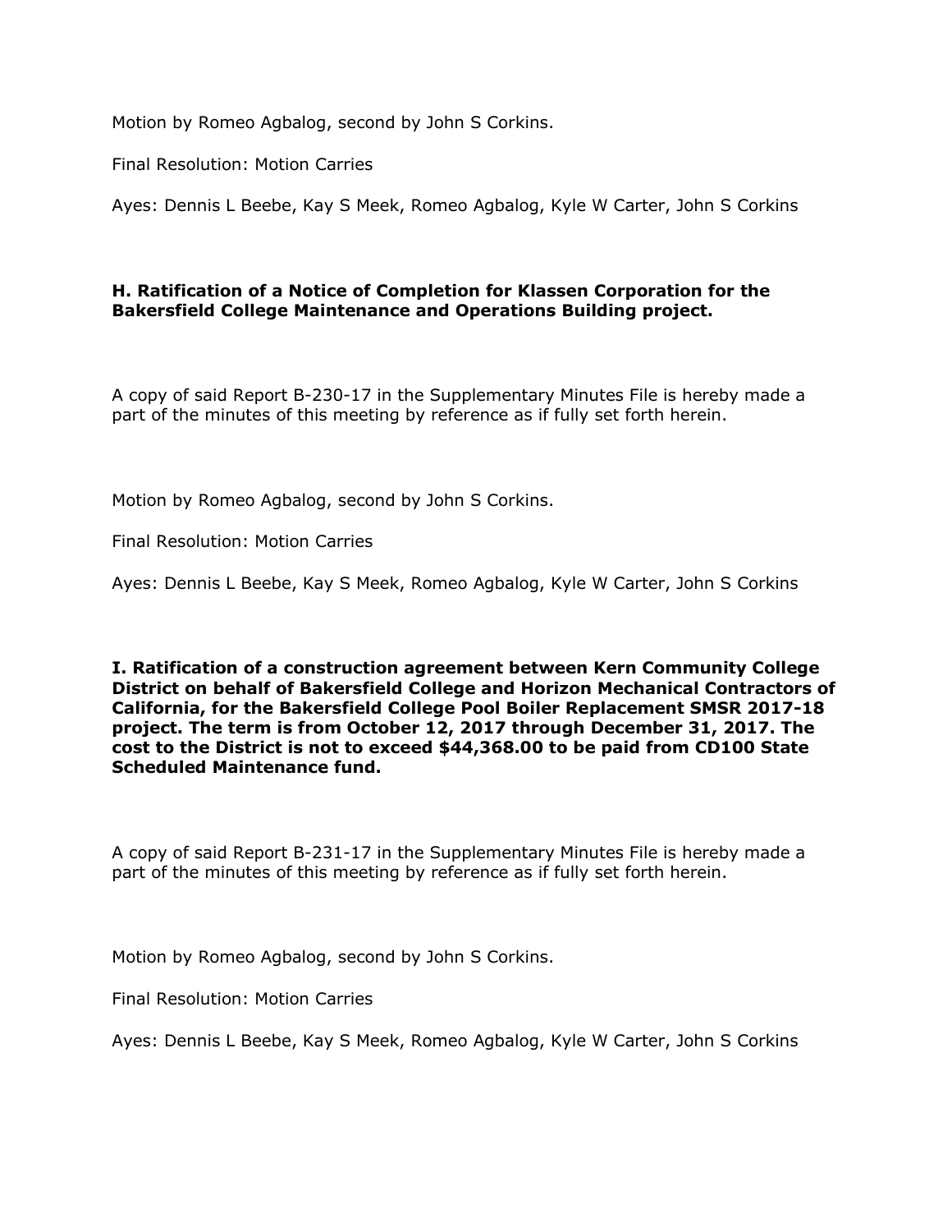Motion by Romeo Agbalog, second by John S Corkins.

Final Resolution: Motion Carries

Ayes: Dennis L Beebe, Kay S Meek, Romeo Agbalog, Kyle W Carter, John S Corkins

**H. Ratification of a Notice of Completion for Klassen Corporation for the Bakersfield College Maintenance and Operations Building project.**

A copy of said Report B-230-17 in the Supplementary Minutes File is hereby made a part of the minutes of this meeting by reference as if fully set forth herein.

Motion by Romeo Agbalog, second by John S Corkins.

Final Resolution: Motion Carries

Ayes: Dennis L Beebe, Kay S Meek, Romeo Agbalog, Kyle W Carter, John S Corkins

**I. Ratification of a construction agreement between Kern Community College District on behalf of Bakersfield College and Horizon Mechanical Contractors of California, for the Bakersfield College Pool Boiler Replacement SMSR 2017-18 project. The term is from October 12, 2017 through December 31, 2017. The cost to the District is not to exceed $44,368.00 to be paid from CD100 State Scheduled Maintenance fund.**

A copy of said Report B-231-17 in the Supplementary Minutes File is hereby made a part of the minutes of this meeting by reference as if fully set forth herein.

Motion by Romeo Agbalog, second by John S Corkins.

Final Resolution: Motion Carries

Ayes: Dennis L Beebe, Kay S Meek, Romeo Agbalog, Kyle W Carter, John S Corkins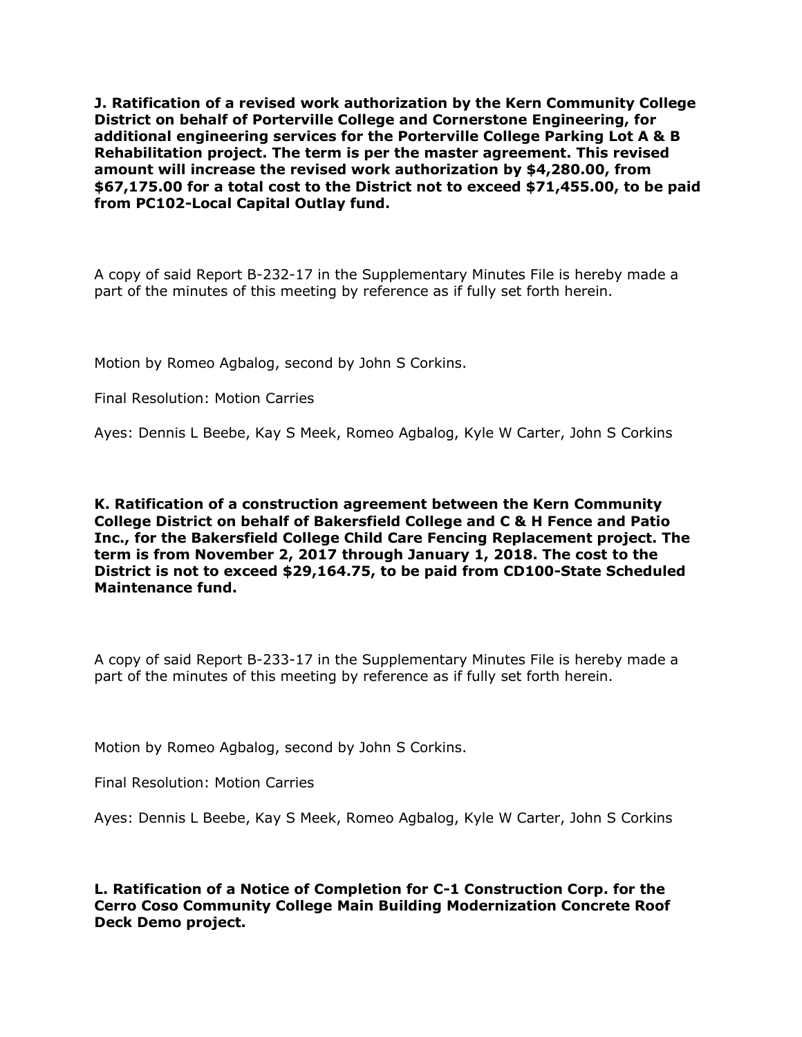**J. Ratification of a revised work authorization by the Kern Community College District on behalf of Porterville College and Cornerstone Engineering, for additional engineering services for the Porterville College Parking Lot A & B Rehabilitation project. The term is per the master agreement. This revised amount will increase the revised work authorization by $4,280.00, from $67,175.00 for a total cost to the District not to exceed $71,455.00, to be paid from PC102-Local Capital Outlay fund.**

A copy of said Report B-232-17 in the Supplementary Minutes File is hereby made a part of the minutes of this meeting by reference as if fully set forth herein.

Motion by Romeo Agbalog, second by John S Corkins.

Final Resolution: Motion Carries

Ayes: Dennis L Beebe, Kay S Meek, Romeo Agbalog, Kyle W Carter, John S Corkins

**K. Ratification of a construction agreement between the Kern Community College District on behalf of Bakersfield College and C & H Fence and Patio Inc., for the Bakersfield College Child Care Fencing Replacement project. The term is from November 2, 2017 through January 1, 2018. The cost to the District is not to exceed $29,164.75, to be paid from CD100-State Scheduled Maintenance fund.**

A copy of said Report B-233-17 in the Supplementary Minutes File is hereby made a part of the minutes of this meeting by reference as if fully set forth herein.

Motion by Romeo Agbalog, second by John S Corkins.

Final Resolution: Motion Carries

Ayes: Dennis L Beebe, Kay S Meek, Romeo Agbalog, Kyle W Carter, John S Corkins

**L. Ratification of a Notice of Completion for C-1 Construction Corp. for the Cerro Coso Community College Main Building Modernization Concrete Roof Deck Demo project.**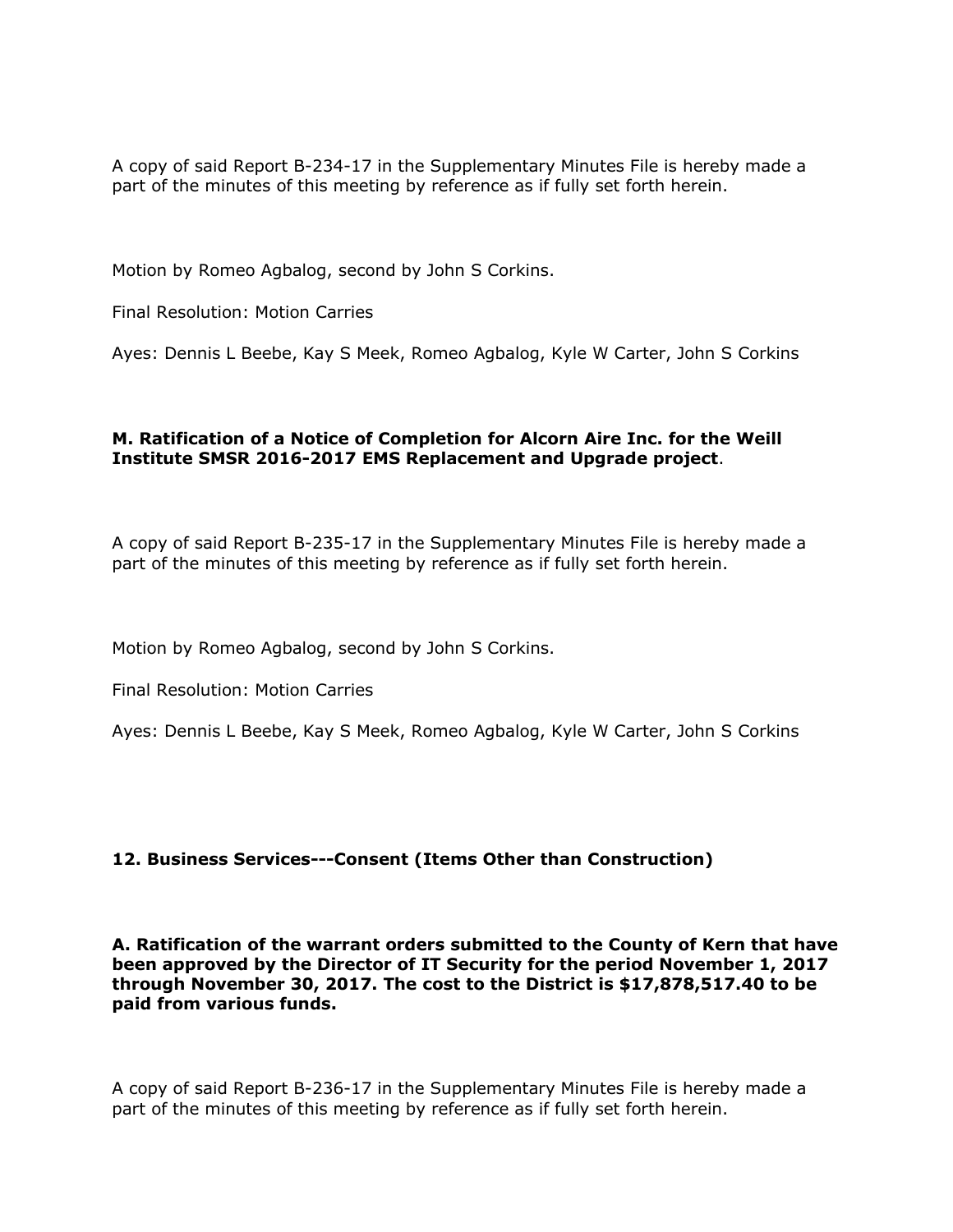A copy of said Report B-234-17 in the Supplementary Minutes File is hereby made a part of the minutes of this meeting by reference as if fully set forth herein.

Motion by Romeo Agbalog, second by John S Corkins.

Final Resolution: Motion Carries

Ayes: Dennis L Beebe, Kay S Meek, Romeo Agbalog, Kyle W Carter, John S Corkins

**M. Ratification of a Notice of Completion for Alcorn Aire Inc. for the Weill Institute SMSR 2016-2017 EMS Replacement and Upgrade project**.

A copy of said Report B-235-17 in the Supplementary Minutes File is hereby made a part of the minutes of this meeting by reference as if fully set forth herein.

Motion by Romeo Agbalog, second by John S Corkins.

Final Resolution: Motion Carries

Ayes: Dennis L Beebe, Kay S Meek, Romeo Agbalog, Kyle W Carter, John S Corkins

**12. Business Services---Consent (Items Other than Construction)**

**A. Ratification of the warrant orders submitted to the County of Kern that have been approved by the Director of IT Security for the period November 1, 2017 through November 30, 2017. The cost to the District is $17,878,517.40 to be paid from various funds.**

A copy of said Report B-236-17 in the Supplementary Minutes File is hereby made a part of the minutes of this meeting by reference as if fully set forth herein.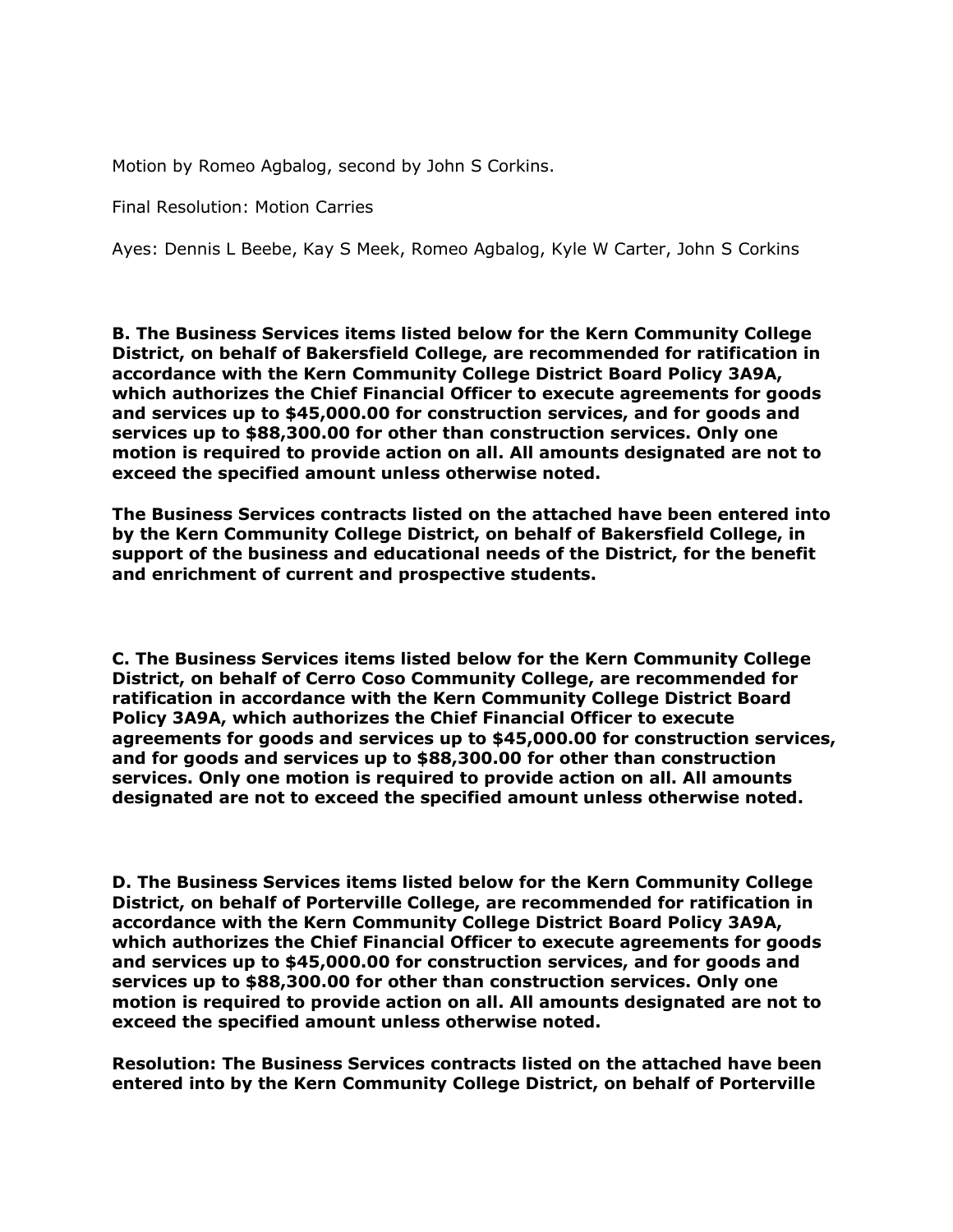Motion by Romeo Agbalog, second by John S Corkins.

Final Resolution: Motion Carries

Ayes: Dennis L Beebe, Kay S Meek, Romeo Agbalog, Kyle W Carter, John S Corkins

**B. The Business Services items listed below for the Kern Community College District, on behalf of Bakersfield College, are recommended for ratification in accordance with the Kern Community College District Board Policy 3A9A, which authorizes the Chief Financial Officer to execute agreements for goods and services up to $45,000.00 for construction services, and for goods and services up to $88,300.00 for other than construction services. Only one motion is required to provide action on all. All amounts designated are not to exceed the specified amount unless otherwise noted.**

**The Business Services contracts listed on the attached have been entered into by the Kern Community College District, on behalf of Bakersfield College, in support of the business and educational needs of the District, for the benefit and enrichment of current and prospective students.**

**C. The Business Services items listed below for the Kern Community College District, on behalf of Cerro Coso Community College, are recommended for ratification in accordance with the Kern Community College District Board Policy 3A9A, which authorizes the Chief Financial Officer to execute agreements for goods and services up to $45,000.00 for construction services, and for goods and services up to $88,300.00 for other than construction services. Only one motion is required to provide action on all. All amounts designated are not to exceed the specified amount unless otherwise noted.**

**D. The Business Services items listed below for the Kern Community College District, on behalf of Porterville College, are recommended for ratification in accordance with the Kern Community College District Board Policy 3A9A, which authorizes the Chief Financial Officer to execute agreements for goods and services up to $45,000.00 for construction services, and for goods and services up to $88,300.00 for other than construction services. Only one motion is required to provide action on all. All amounts designated are not to exceed the specified amount unless otherwise noted.**

**Resolution: The Business Services contracts listed on the attached have been entered into by the Kern Community College District, on behalf of Porterville**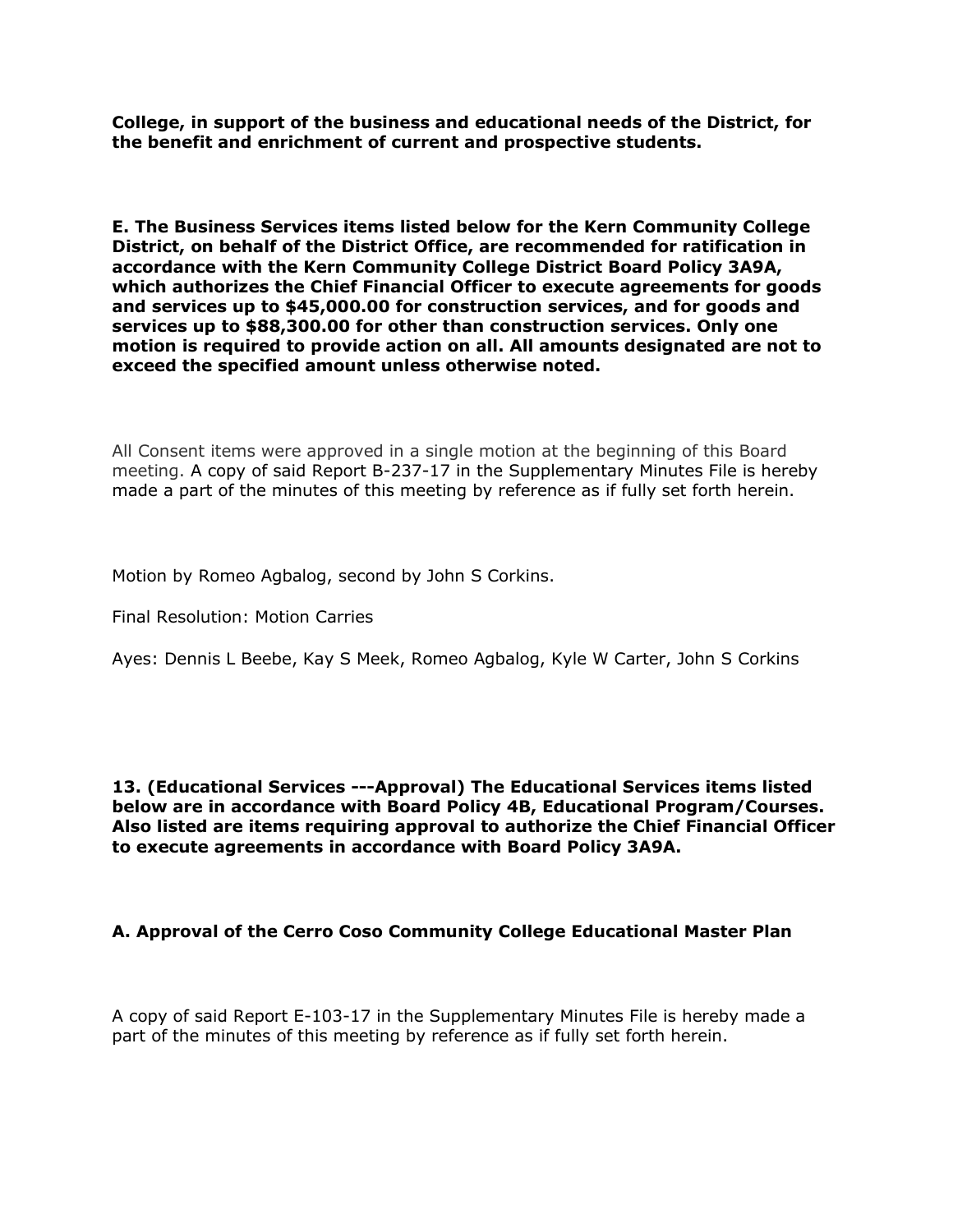**College, in support of the business and educational needs of the District, for the benefit and enrichment of current and prospective students.**

**E. The Business Services items listed below for the Kern Community College District, on behalf of the District Office, are recommended for ratification in accordance with the Kern Community College District Board Policy 3A9A, which authorizes the Chief Financial Officer to execute agreements for goods and services up to $45,000.00 for construction services, and for goods and services up to $88,300.00 for other than construction services. Only one motion is required to provide action on all. All amounts designated are not to exceed the specified amount unless otherwise noted.**

All Consent items were approved in a single motion at the beginning of this Board meeting. A copy of said Report B-237-17 in the Supplementary Minutes File is hereby made a part of the minutes of this meeting by reference as if fully set forth herein.

Motion by Romeo Agbalog, second by John S Corkins.

Final Resolution: Motion Carries

Ayes: Dennis L Beebe, Kay S Meek, Romeo Agbalog, Kyle W Carter, John S Corkins

**13. (Educational Services ---Approval) The Educational Services items listed below are in accordance with Board Policy 4B, Educational Program/Courses. Also listed are items requiring approval to authorize the Chief Financial Officer to execute agreements in accordance with Board Policy 3A9A.**

**A. Approval of the Cerro Coso Community College Educational Master Plan**

A copy of said Report E-103-17 in the Supplementary Minutes File is hereby made a part of the minutes of this meeting by reference as if fully set forth herein.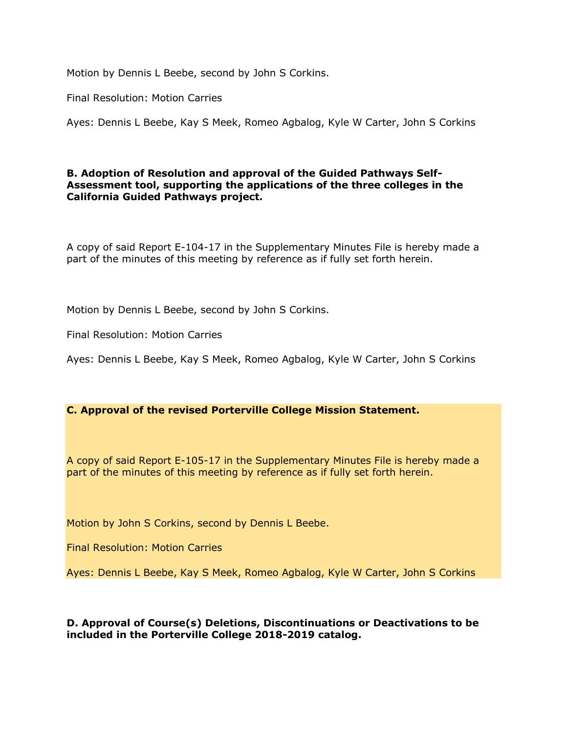Motion by Dennis L Beebe, second by John S Corkins.

Final Resolution: Motion Carries

Ayes: Dennis L Beebe, Kay S Meek, Romeo Agbalog, Kyle W Carter, John S Corkins

**B. Adoption of Resolution and approval of the Guided Pathways Self-Assessment tool, supporting the applications of the three colleges in the California Guided Pathways project.**

A copy of said Report E-104-17 in the Supplementary Minutes File is hereby made a part of the minutes of this meeting by reference as if fully set forth herein.

Motion by Dennis L Beebe, second by John S Corkins.

Final Resolution: Motion Carries

Ayes: Dennis L Beebe, Kay S Meek, Romeo Agbalog, Kyle W Carter, John S Corkins

**C. Approval of the revised Porterville College Mission Statement.**

A copy of said Report E-105-17 in the Supplementary Minutes File is hereby made a part of the minutes of this meeting by reference as if fully set forth herein.

Motion by John S Corkins, second by Dennis L Beebe.

Final Resolution: Motion Carries

Ayes: Dennis L Beebe, Kay S Meek, Romeo Agbalog, Kyle W Carter, John S Corkins

**D. Approval of Course(s) Deletions, Discontinuations or Deactivations to be included in the Porterville College 2018-2019 catalog.**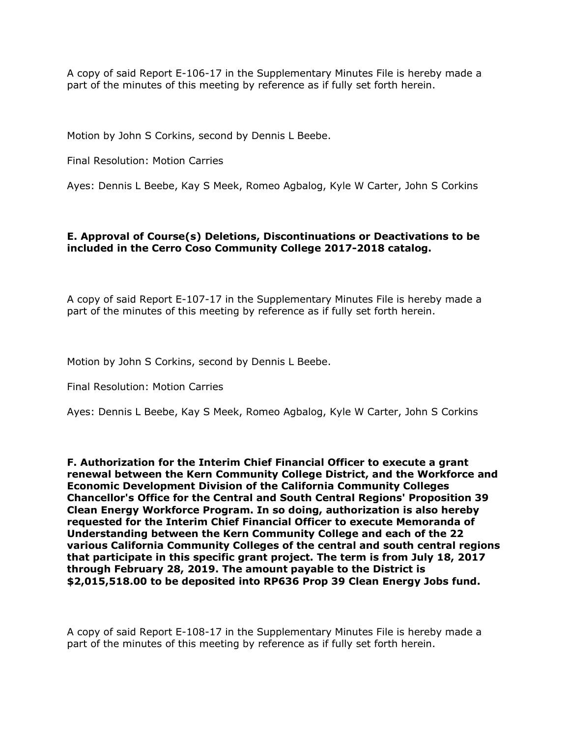A copy of said Report E-106-17 in the Supplementary Minutes File is hereby made a part of the minutes of this meeting by reference as if fully set forth herein.

Motion by John S Corkins, second by Dennis L Beebe.

Final Resolution: Motion Carries

Ayes: Dennis L Beebe, Kay S Meek, Romeo Agbalog, Kyle W Carter, John S Corkins

**E. Approval of Course(s) Deletions, Discontinuations or Deactivations to be included in the Cerro Coso Community College 2017-2018 catalog.**

A copy of said Report E-107-17 in the Supplementary Minutes File is hereby made a part of the minutes of this meeting by reference as if fully set forth herein.

Motion by John S Corkins, second by Dennis L Beebe.

Final Resolution: Motion Carries

Ayes: Dennis L Beebe, Kay S Meek, Romeo Agbalog, Kyle W Carter, John S Corkins

**F. Authorization for the Interim Chief Financial Officer to execute a grant renewal between the Kern Community College District, and the Workforce and Economic Development Division of the California Community Colleges Chancellor's Office for the Central and South Central Regions' Proposition 39 Clean Energy Workforce Program. In so doing, authorization is also hereby requested for the Interim Chief Financial Officer to execute Memoranda of Understanding between the Kern Community College and each of the 22 various California Community Colleges of the central and south central regions that participate in this specific grant project. The term is from July 18, 2017 through February 28, 2019. The amount payable to the District is $2,015,518.00 to be deposited into RP636 Prop 39 Clean Energy Jobs fund.**

A copy of said Report E-108-17 in the Supplementary Minutes File is hereby made a part of the minutes of this meeting by reference as if fully set forth herein.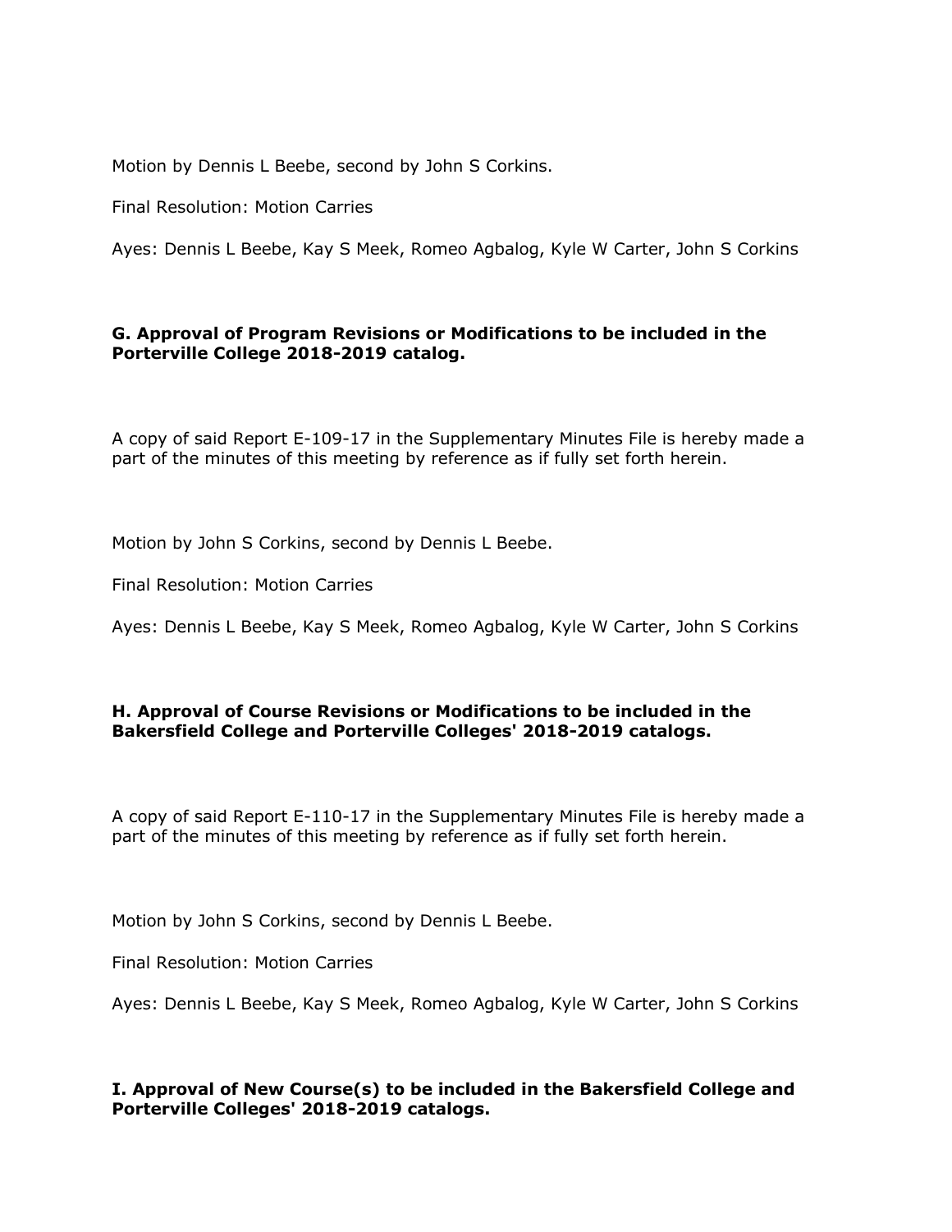Motion by Dennis L Beebe, second by John S Corkins.

Final Resolution: Motion Carries

Ayes: Dennis L Beebe, Kay S Meek, Romeo Agbalog, Kyle W Carter, John S Corkins

**G. Approval of Program Revisions or Modifications to be included in the Porterville College 2018-2019 catalog.**

A copy of said Report E-109-17 in the Supplementary Minutes File is hereby made a part of the minutes of this meeting by reference as if fully set forth herein.

Motion by John S Corkins, second by Dennis L Beebe.

Final Resolution: Motion Carries

Ayes: Dennis L Beebe, Kay S Meek, Romeo Agbalog, Kyle W Carter, John S Corkins

**H. Approval of Course Revisions or Modifications to be included in the Bakersfield College and Porterville Colleges' 2018-2019 catalogs.**

A copy of said Report E-110-17 in the Supplementary Minutes File is hereby made a part of the minutes of this meeting by reference as if fully set forth herein.

Motion by John S Corkins, second by Dennis L Beebe.

Final Resolution: Motion Carries

Ayes: Dennis L Beebe, Kay S Meek, Romeo Agbalog, Kyle W Carter, John S Corkins

**I. Approval of New Course(s) to be included in the Bakersfield College and Porterville Colleges' 2018-2019 catalogs.**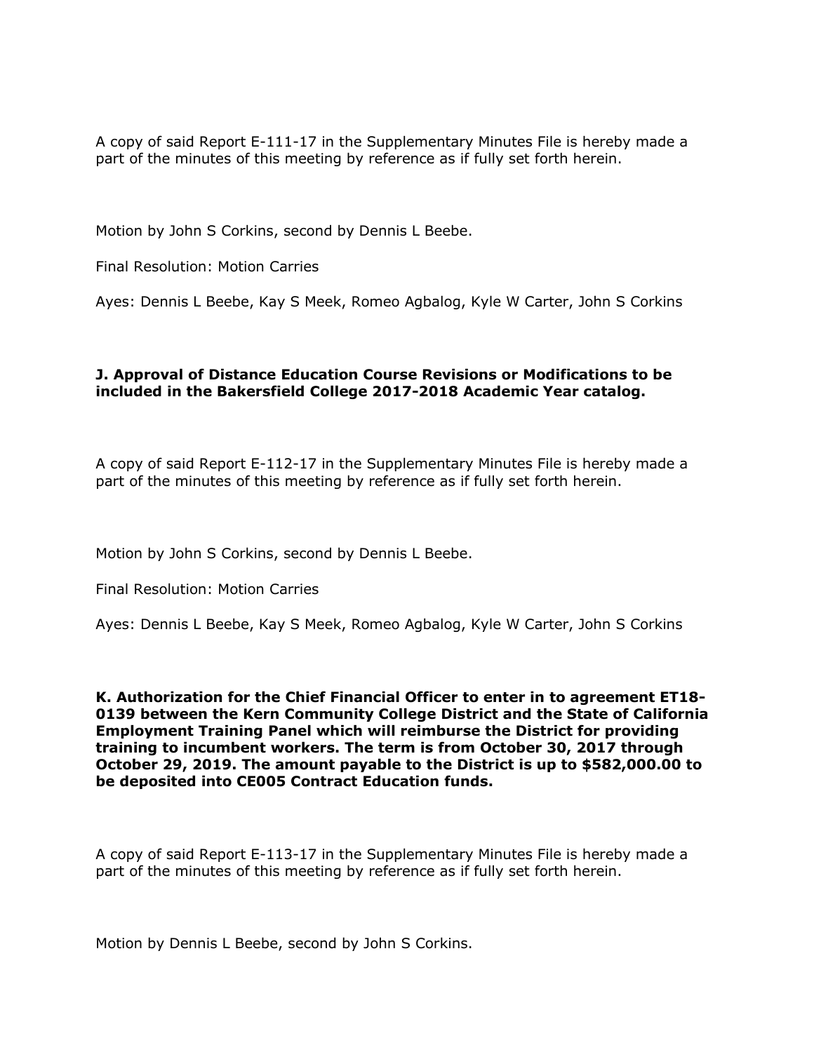A copy of said Report E-111-17 in the Supplementary Minutes File is hereby made a part of the minutes of this meeting by reference as if fully set forth herein.

Motion by John S Corkins, second by Dennis L Beebe.

Final Resolution: Motion Carries

Ayes: Dennis L Beebe, Kay S Meek, Romeo Agbalog, Kyle W Carter, John S Corkins

**J. Approval of Distance Education Course Revisions or Modifications to be included in the Bakersfield College 2017-2018 Academic Year catalog.**

A copy of said Report E-112-17 in the Supplementary Minutes File is hereby made a part of the minutes of this meeting by reference as if fully set forth herein.

Motion by John S Corkins, second by Dennis L Beebe.

Final Resolution: Motion Carries

Ayes: Dennis L Beebe, Kay S Meek, Romeo Agbalog, Kyle W Carter, John S Corkins

**K. Authorization for the Chief Financial Officer to enter in to agreement ET18-0139 between the Kern Community College District and the State of California Employment Training Panel which will reimburse the District for providing training to incumbent workers. The term is from October 30, 2017 through October 29, 2019. The amount payable to the District is up to $582,000.00 to be deposited into CE005 Contract Education funds.**

A copy of said Report E-113-17 in the Supplementary Minutes File is hereby made a part of the minutes of this meeting by reference as if fully set forth herein.

Motion by Dennis L Beebe, second by John S Corkins.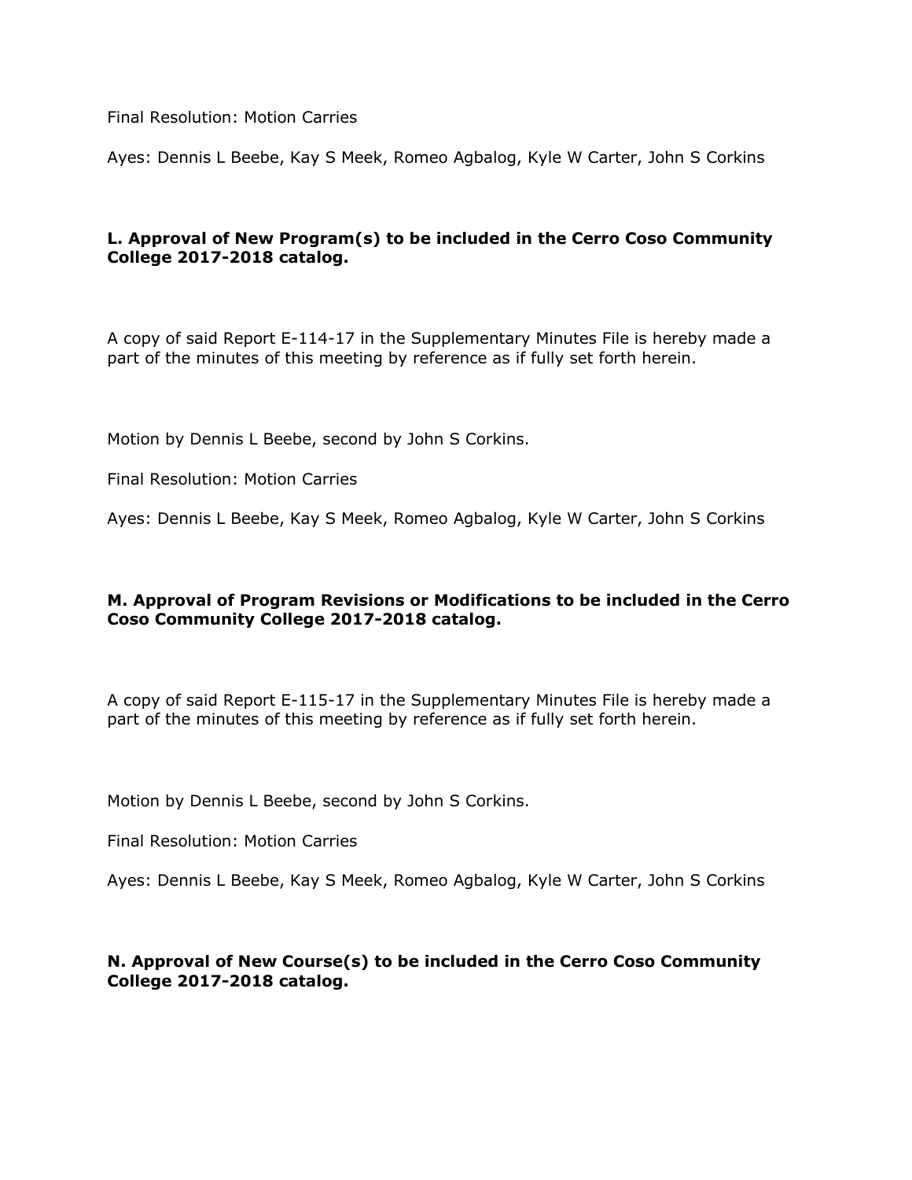Final Resolution: Motion Carries

Ayes: Dennis L Beebe, Kay S Meek, Romeo Agbalog, Kyle W Carter, John S Corkins

**L. Approval of New Program(s) to be included in the Cerro Coso Community College 2017-2018 catalog.**

A copy of said Report E-114-17 in the Supplementary Minutes File is hereby made a part of the minutes of this meeting by reference as if fully set forth herein.

Motion by Dennis L Beebe, second by John S Corkins.

Final Resolution: Motion Carries

Ayes: Dennis L Beebe, Kay S Meek, Romeo Agbalog, Kyle W Carter, John S Corkins

**M. Approval of Program Revisions or Modifications to be included in the Cerro Coso Community College 2017-2018 catalog.**

A copy of said Report E-115-17 in the Supplementary Minutes File is hereby made a part of the minutes of this meeting by reference as if fully set forth herein.

Motion by Dennis L Beebe, second by John S Corkins.

Final Resolution: Motion Carries

Ayes: Dennis L Beebe, Kay S Meek, Romeo Agbalog, Kyle W Carter, John S Corkins

**N. Approval of New Course(s) to be included in the Cerro Coso Community College 2017-2018 catalog.**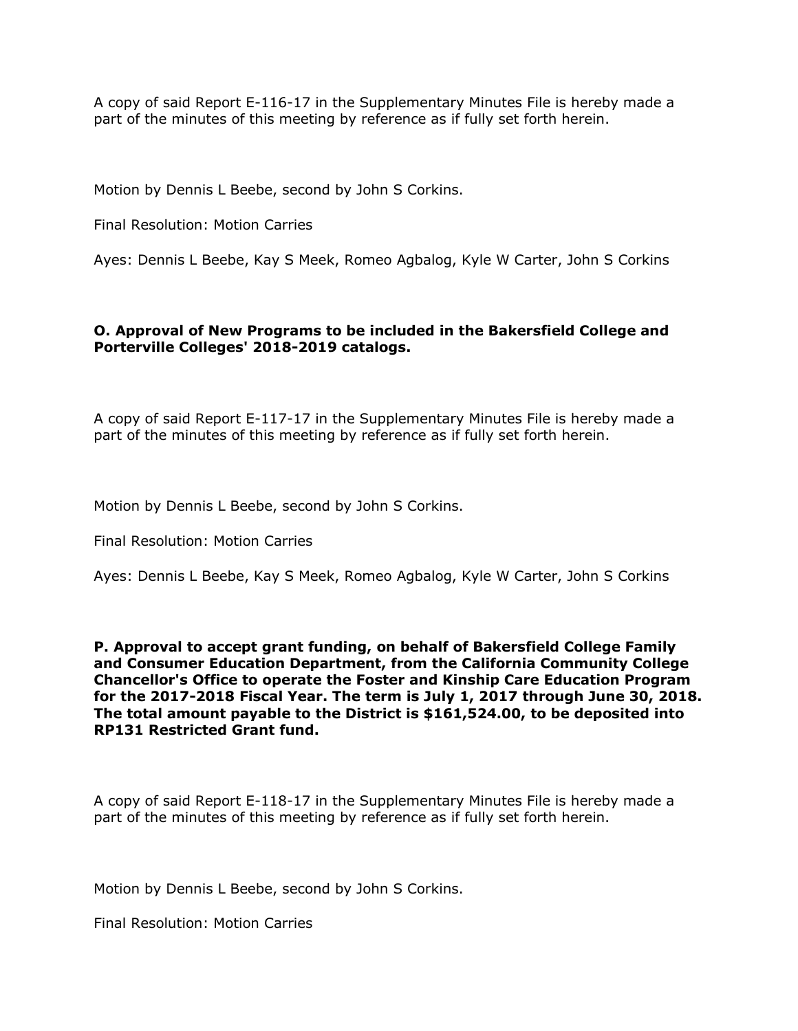A copy of said Report E-116-17 in the Supplementary Minutes File is hereby made a part of the minutes of this meeting by reference as if fully set forth herein.

Motion by Dennis L Beebe, second by John S Corkins.

Final Resolution: Motion Carries

Ayes: Dennis L Beebe, Kay S Meek, Romeo Agbalog, Kyle W Carter, John S Corkins

**O. Approval of New Programs to be included in the Bakersfield College and Porterville Colleges' 2018-2019 catalogs.**

A copy of said Report E-117-17 in the Supplementary Minutes File is hereby made a part of the minutes of this meeting by reference as if fully set forth herein.

Motion by Dennis L Beebe, second by John S Corkins.

Final Resolution: Motion Carries

Ayes: Dennis L Beebe, Kay S Meek, Romeo Agbalog, Kyle W Carter, John S Corkins

**P. Approval to accept grant funding, on behalf of Bakersfield College Family and Consumer Education Department, from the California Community College Chancellor's Office to operate the Foster and Kinship Care Education Program for the 2017-2018 Fiscal Year. The term is July 1, 2017 through June 30, 2018. The total amount payable to the District is $161,524.00, to be deposited into RP131 Restricted Grant fund.**

A copy of said Report E-118-17 in the Supplementary Minutes File is hereby made a part of the minutes of this meeting by reference as if fully set forth herein.

Motion by Dennis L Beebe, second by John S Corkins.

Final Resolution: Motion Carries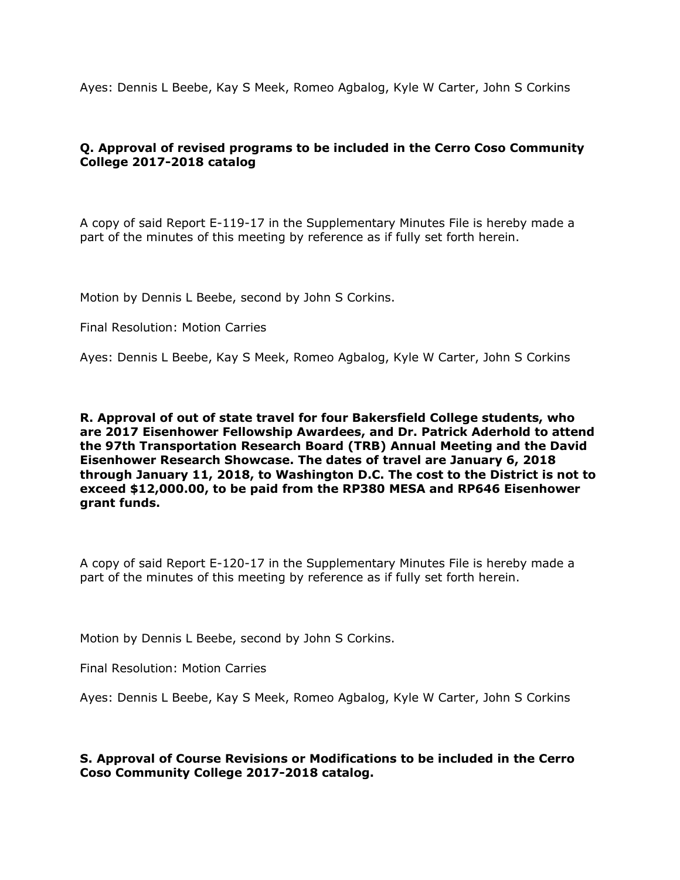Ayes: Dennis L Beebe, Kay S Meek, Romeo Agbalog, Kyle W Carter, John S Corkins

**Q. Approval of revised programs to be included in the Cerro Coso Community College 2017-2018 catalog**

A copy of said Report E-119-17 in the Supplementary Minutes File is hereby made a part of the minutes of this meeting by reference as if fully set forth herein.

Motion by Dennis L Beebe, second by John S Corkins.

Final Resolution: Motion Carries

Ayes: Dennis L Beebe, Kay S Meek, Romeo Agbalog, Kyle W Carter, John S Corkins

**R. Approval of out of state travel for four Bakersfield College students, who are 2017 Eisenhower Fellowship Awardees, and Dr. Patrick Aderhold to attend the 97th Transportation Research Board (TRB) Annual Meeting and the David Eisenhower Research Showcase. The dates of travel are January 6, 2018 through January 11, 2018, to Washington D.C. The cost to the District is not to exceed $12,000.00, to be paid from the RP380 MESA and RP646 Eisenhower grant funds.**

A copy of said Report E-120-17 in the Supplementary Minutes File is hereby made a part of the minutes of this meeting by reference as if fully set forth herein.

Motion by Dennis L Beebe, second by John S Corkins.

Final Resolution: Motion Carries

Ayes: Dennis L Beebe, Kay S Meek, Romeo Agbalog, Kyle W Carter, John S Corkins

**S. Approval of Course Revisions or Modifications to be included in the Cerro Coso Community College 2017-2018 catalog.**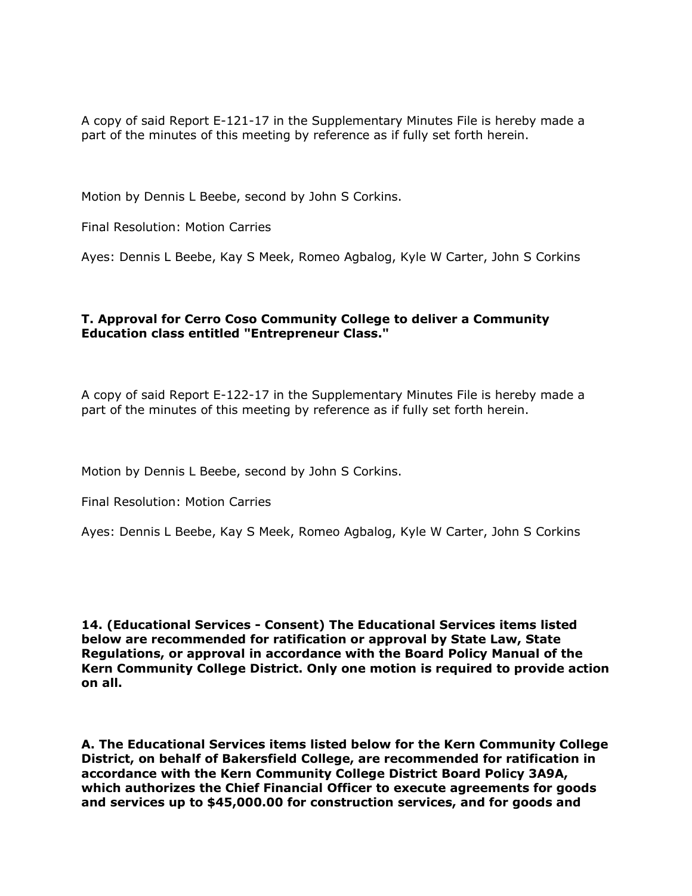A copy of said Report E-121-17 in the Supplementary Minutes File is hereby made a part of the minutes of this meeting by reference as if fully set forth herein.

Motion by Dennis L Beebe, second by John S Corkins.

Final Resolution: Motion Carries

Ayes: Dennis L Beebe, Kay S Meek, Romeo Agbalog, Kyle W Carter, John S Corkins

**T. Approval for Cerro Coso Community College to deliver a Community Education class entitled "Entrepreneur Class."**

A copy of said Report E-122-17 in the Supplementary Minutes File is hereby made a part of the minutes of this meeting by reference as if fully set forth herein.

Motion by Dennis L Beebe, second by John S Corkins.

Final Resolution: Motion Carries

Ayes: Dennis L Beebe, Kay S Meek, Romeo Agbalog, Kyle W Carter, John S Corkins

**14. (Educational Services - Consent) The Educational Services items listed below are recommended for ratification or approval by State Law, State Regulations, or approval in accordance with the Board Policy Manual of the Kern Community College District. Only one motion is required to provide action on all.**

**A. The Educational Services items listed below for the Kern Community College District, on behalf of Bakersfield College, are recommended for ratification in accordance with the Kern Community College District Board Policy 3A9A, which authorizes the Chief Financial Officer to execute agreements for goods and services up to $45,000.00 for construction services, and for goods and**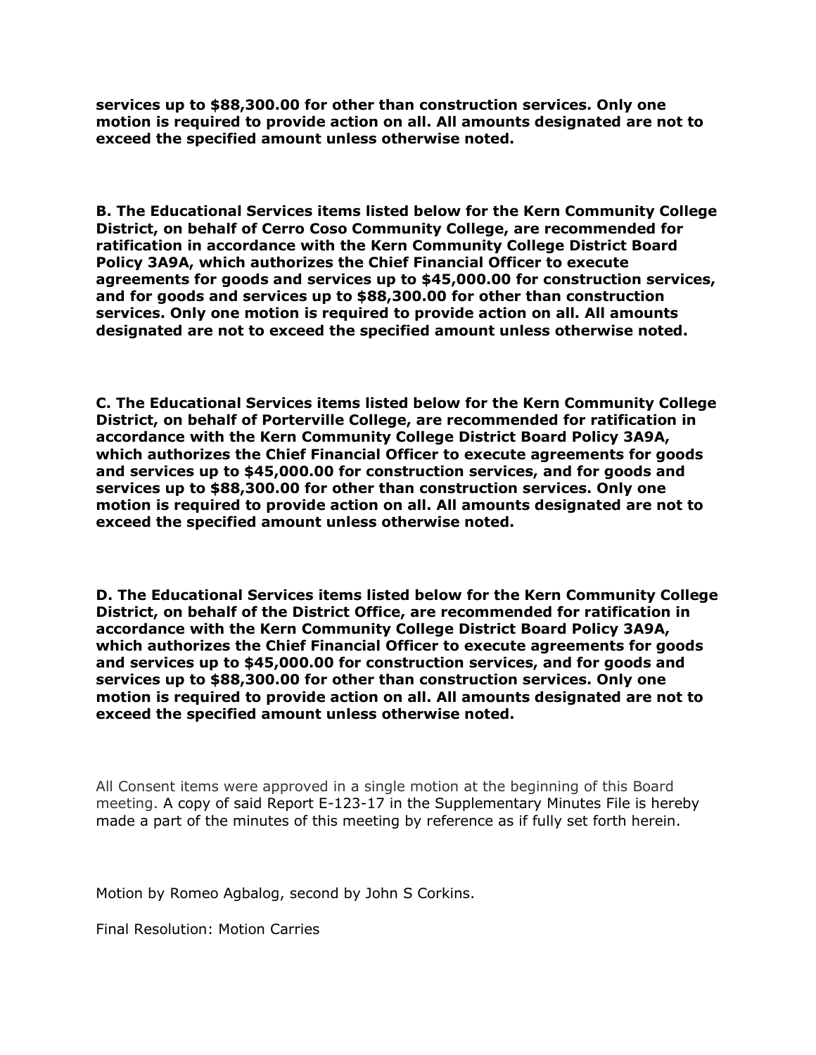**services up to $88,300.00 for other than construction services. Only one motion is required to provide action on all. All amounts designated are not to exceed the specified amount unless otherwise noted.**

**B. The Educational Services items listed below for the Kern Community College District, on behalf of Cerro Coso Community College, are recommended for ratification in accordance with the Kern Community College District Board Policy 3A9A, which authorizes the Chief Financial Officer to execute agreements for goods and services up to $45,000.00 for construction services, and for goods and services up to $88,300.00 for other than construction services. Only one motion is required to provide action on all. All amounts designated are not to exceed the specified amount unless otherwise noted.**

**C. The Educational Services items listed below for the Kern Community College District, on behalf of Porterville College, are recommended for ratification in accordance with the Kern Community College District Board Policy 3A9A, which authorizes the Chief Financial Officer to execute agreements for goods and services up to $45,000.00 for construction services, and for goods and services up to $88,300.00 for other than construction services. Only one motion is required to provide action on all. All amounts designated are not to exceed the specified amount unless otherwise noted.**

**D. The Educational Services items listed below for the Kern Community College District, on behalf of the District Office, are recommended for ratification in accordance with the Kern Community College District Board Policy 3A9A, which authorizes the Chief Financial Officer to execute agreements for goods and services up to $45,000.00 for construction services, and for goods and services up to $88,300.00 for other than construction services. Only one motion is required to provide action on all. All amounts designated are not to exceed the specified amount unless otherwise noted.**

All Consent items were approved in a single motion at the beginning of this Board meeting. A copy of said Report E-123-17 in the Supplementary Minutes File is hereby made a part of the minutes of this meeting by reference as if fully set forth herein.

Motion by Romeo Agbalog, second by John S Corkins.

Final Resolution: Motion Carries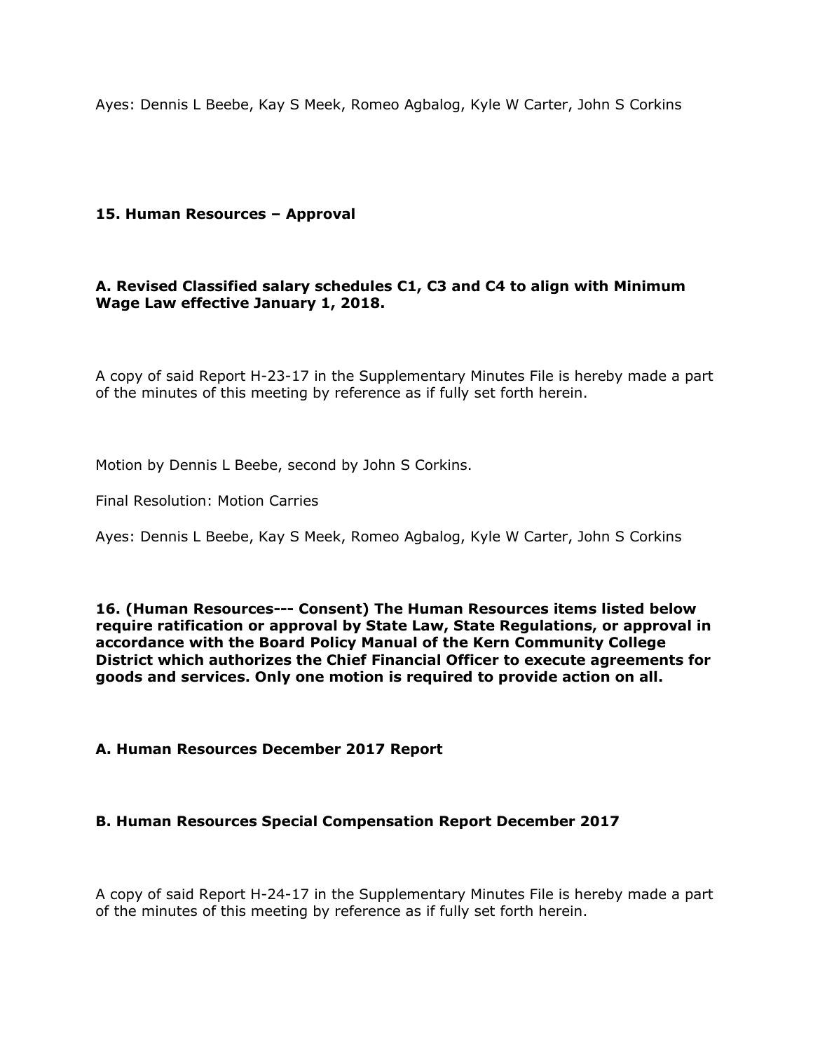Ayes: Dennis L Beebe, Kay S Meek, Romeo Agbalog, Kyle W Carter, John S Corkins

**15. Human Resources – Approval**

**A. Revised Classified salary schedules C1, C3 and C4 to align with Minimum Wage Law effective January 1, 2018.**

A copy of said Report H-23-17 in the Supplementary Minutes File is hereby made a part of the minutes of this meeting by reference as if fully set forth herein.

Motion by Dennis L Beebe, second by John S Corkins.

Final Resolution: Motion Carries

Ayes: Dennis L Beebe, Kay S Meek, Romeo Agbalog, Kyle W Carter, John S Corkins

**16. (Human Resources--- Consent) The Human Resources items listed below require ratification or approval by State Law, State Regulations, or approval in accordance with the Board Policy Manual of the Kern Community College District which authorizes the Chief Financial Officer to execute agreements for goods and services. Only one motion is required to provide action on all.**

**A. Human Resources December 2017 Report**

**B. Human Resources Special Compensation Report December 2017**

A copy of said Report H-24-17 in the Supplementary Minutes File is hereby made a part of the minutes of this meeting by reference as if fully set forth herein.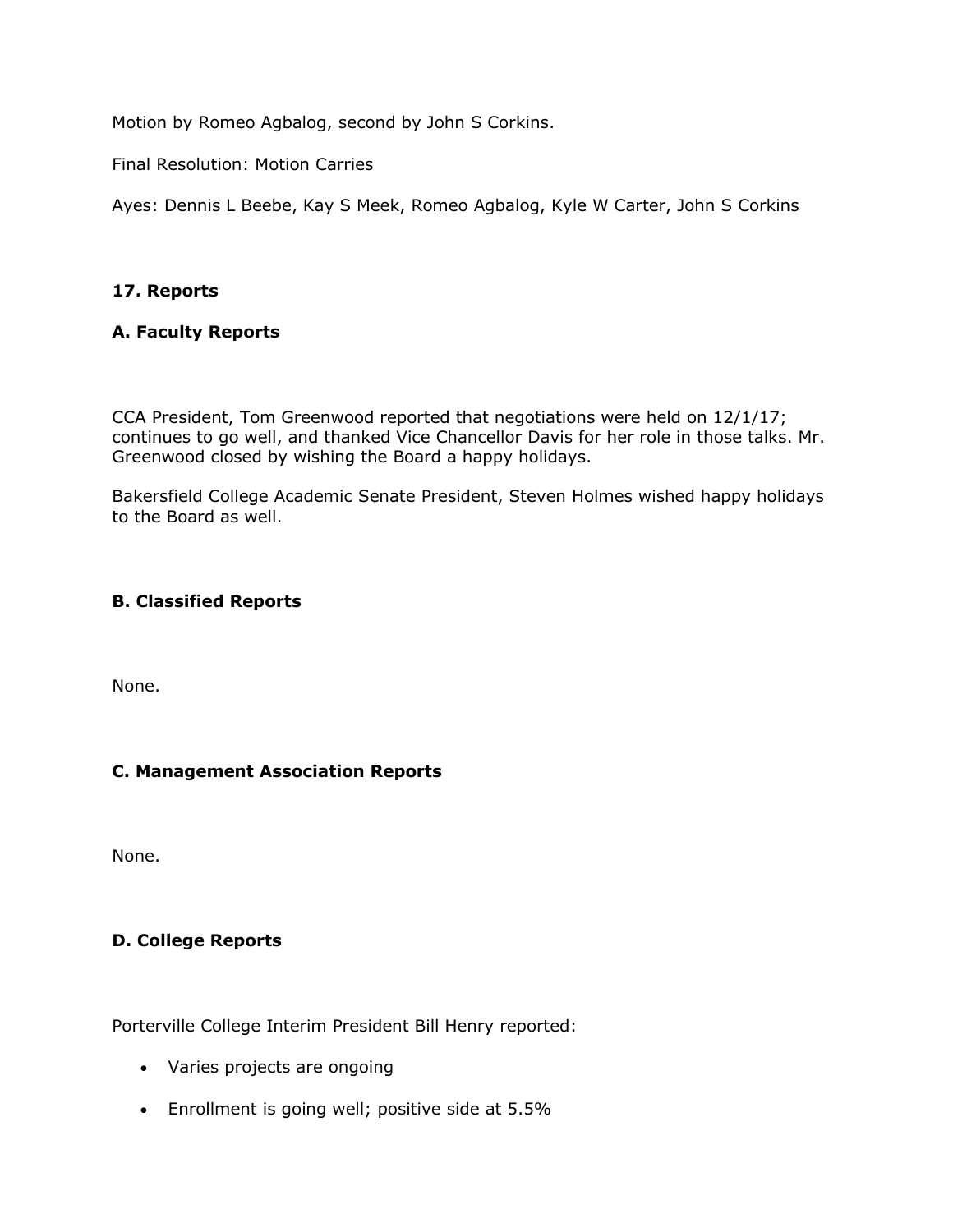Motion by Romeo Agbalog, second by John S Corkins.

Final Resolution: Motion Carries

Ayes: Dennis L Beebe, Kay S Meek, Romeo Agbalog, Kyle W Carter, John S Corkins

**17. Reports**

**A. Faculty Reports**

CCA President, Tom Greenwood reported that negotiations were held on 12/1/17; continues to go well, and thanked Vice Chancellor Davis for her role in those talks. Mr. Greenwood closed by wishing the Board a happy holidays.

Bakersfield College Academic Senate President, Steven Holmes wished happy holidays to the Board as well.

**B. Classified Reports**

None.

**C. Management Association Reports**

None.

**D. College Reports**

Porterville College Interim President Bill Henry reported:

- Varies projects are ongoing
- Enrollment is going well; positive side at 5.5%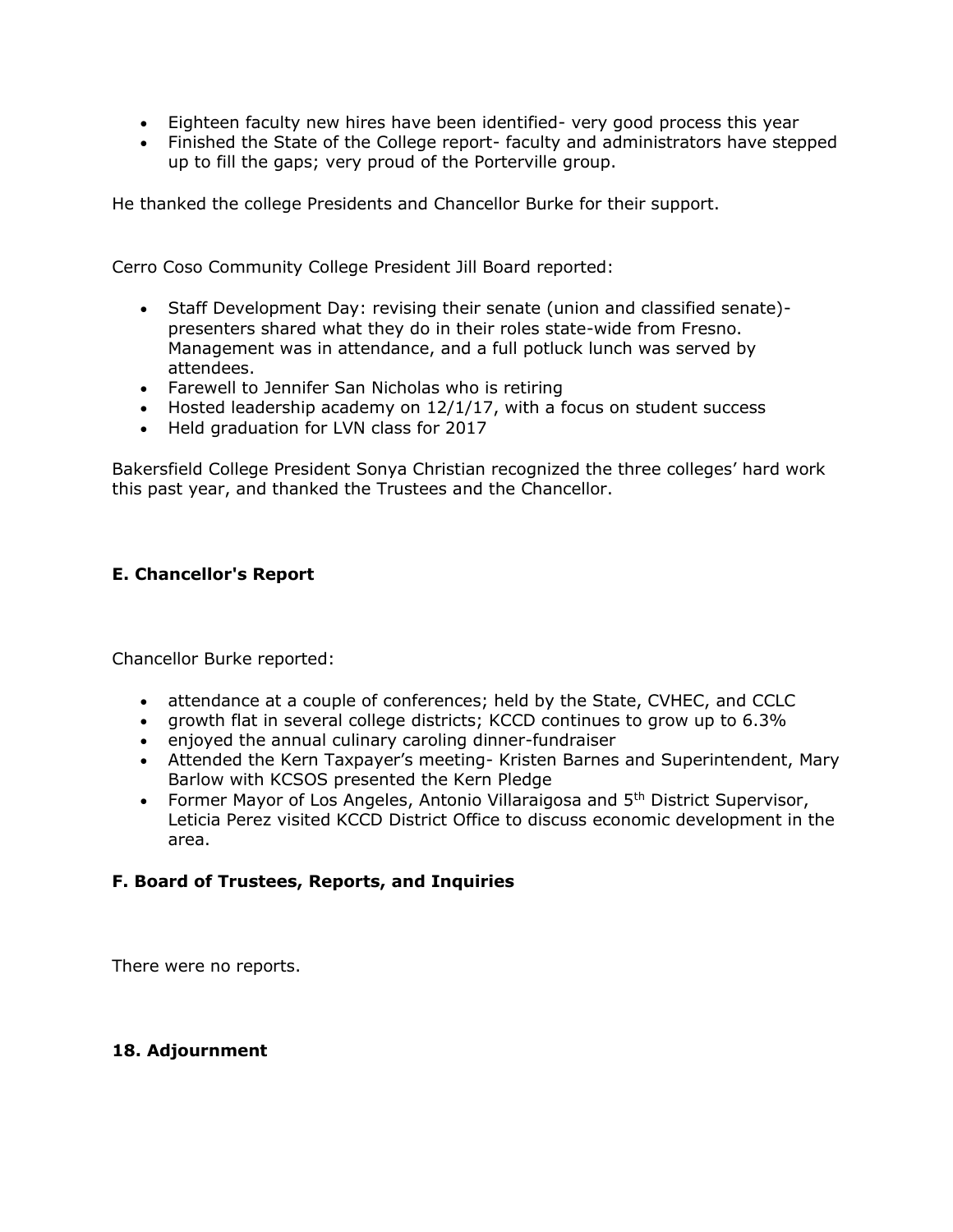- Eighteen faculty new hires have been identified- very good process this year
- Finished the State of the College report- faculty and administrators have stepped up to fill the gaps; very proud of the Porterville group.

He thanked the college Presidents and Chancellor Burke for their support.

Cerro Coso Community College President Jill Board reported:

- Staff Development Day: revising their senate (union and classified senate)- presenters shared what they do in their roles state-wide from Fresno. Management was in attendance, and a full potluck lunch was served by attendees.
- Farewell to Jennifer San Nicholas who is retiring
- Hosted leadership academy on 12/1/17, with a focus on student success
- Held graduation for LVN class for 2017

Bakersfield College President Sonya Christian recognized the three colleges' hard work this past year, and thanked the Trustees and the Chancellor.

**E. Chancellor's Report**

Chancellor Burke reported:

- attendance at a couple of conferences; held by the State, CVHEC, and CCLC
- growth flat in several college districts; KCCD continues to grow up to 6.3%
- enjoyed the annual culinary caroling dinner-fundraiser
- Attended the Kern Taxpayer's meeting- Kristen Barnes and Superintendent, Mary Barlow with KCSOS presented the Kern Pledge
- Former Mayor of Los Angeles, Antonio Villaraigosa and 5th District Supervisor, Leticia Perez visited KCCD District Office to discuss economic development in the area.

**F. Board of Trustees, Reports, and Inquiries**

There were no reports.

**18. Adjournment**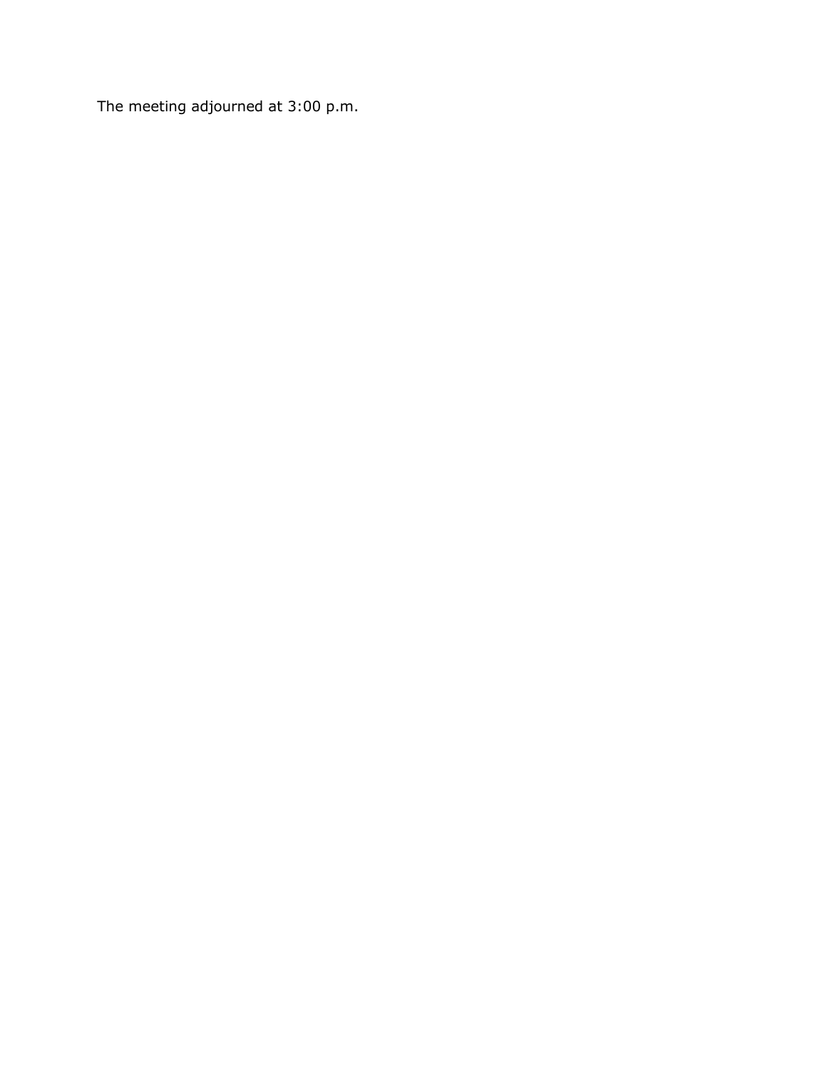The meeting adjourned at 3:00 p.m.